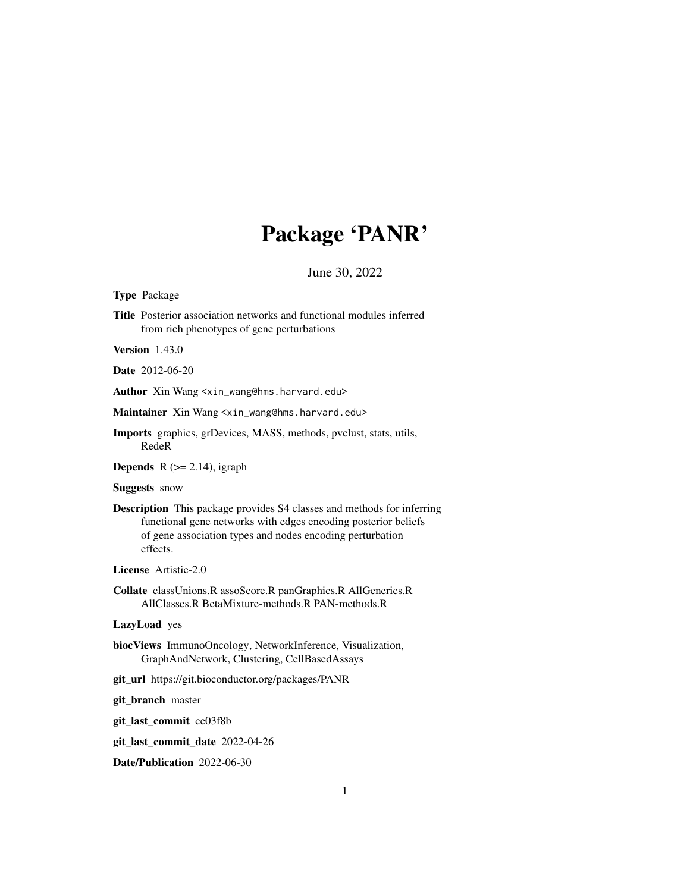# Package 'PANR'

June 30, 2022

**Type** Package

**Title** Posterior association networks and functional modules inferred from rich phenotypes of gene perturbations

**Version** 1.43.0

**Date** 2012-06-20

**Author** Xin Wang <xin_wang@hms.harvard.edu>

**Maintainer** Xin Wang <xin_wang@hms.harvard.edu>

**Imports** graphics, grDevices, MASS, methods, pvclust, stats, utils, RedeR

**Depends** R (>= 2.14), igraph

**Suggests** snow

**Description** This package provides S4 classes and methods for inferring functional gene networks with edges encoding posterior beliefs of gene association types and nodes encoding perturbation effects.

**License** Artistic-2.0

**Collate** classUnions.R assoScore.R panGraphics.R AllGenerics.R AllClasses.R BetaMixture-methods.R PAN-methods.R

**LazyLoad** yes

**biocViews** ImmunoOncology, NetworkInference, Visualization, GraphAndNetwork, Clustering, CellBasedAssays

**git_url** https://git.bioconductor.org/packages/PANR

**git_branch** master

**git_last_commit** ce03f8b

**git_last_commit_date** 2022-04-26

**Date/Publication** 2022-06-30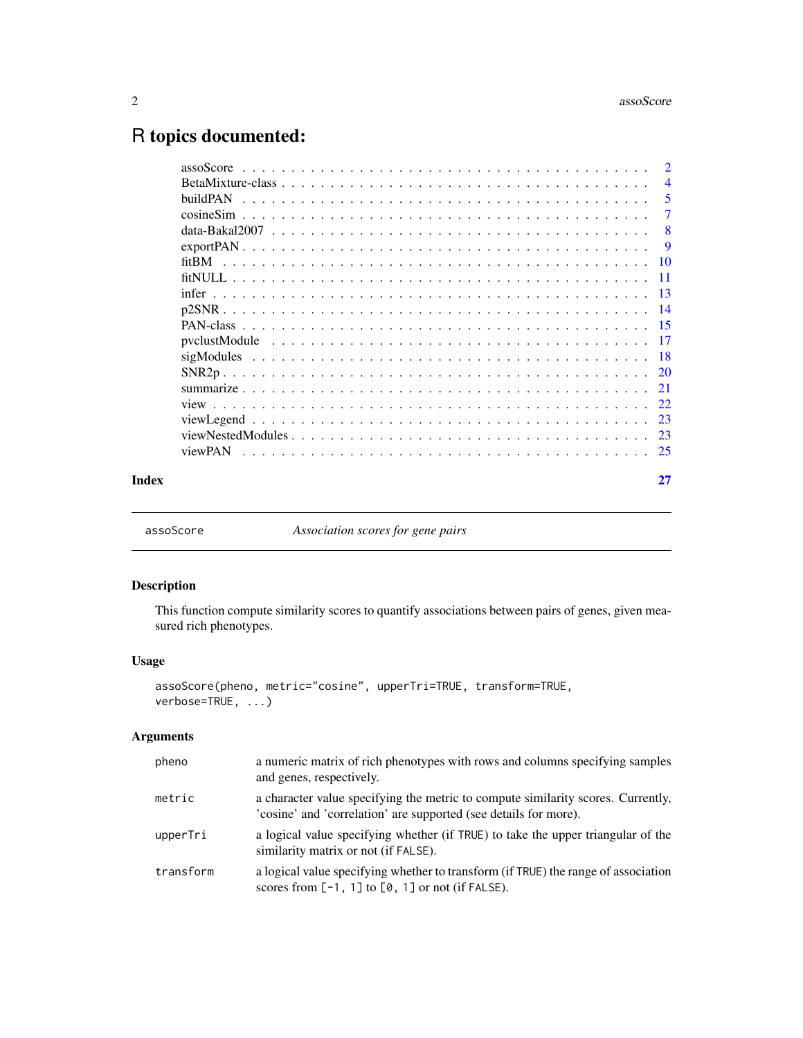# R topics documented:

| | |
|---|---|
| assoScore | 2 |
| BetaMixture-class | 4 |
| buildPAN | 5 |
| cosineSim | 7 |
| data-Bakal2007 | 8 |
| exportPAN | 9 |
| fitBM | 10 |
| fitNULL | 11 |
| infer | 13 |
| p2SNR | 14 |
| PAN-class | 15 |
| pvclustModule | 17 |
| sigModules | 18 |
| SNR2p | 20 |
| summarize | 21 |
| view | 22 |
| viewLegend | 23 |
| viewNestedModules | 23 |
| viewPAN | 25 |
| **Index** | **27** |

---

assoScore *Association scores for gene pairs*

---

## Description

This function compute similarity scores to quantify associations between pairs of genes, given measured rich phenotypes.

## Usage

```
assoScore(pheno, metric="cosine", upperTri=TRUE, transform=TRUE,
verbose=TRUE, ...)
```

## Arguments

| | |
|---|---|
| pheno | a numeric matrix of rich phenotypes with rows and columns specifying samples and genes, respectively. |
| metric | a character value specifying the metric to compute similarity scores. Currently, 'cosine' and 'correlation' are supported (see details for more). |
| upperTri | a logical value specifying whether (if TRUE) to take the upper triangular of the similarity matrix or not (if FALSE). |
| transform | a logical value specifying whether to transform (if TRUE) the range of association scores from [-1, 1] to [0, 1] or not (if FALSE). |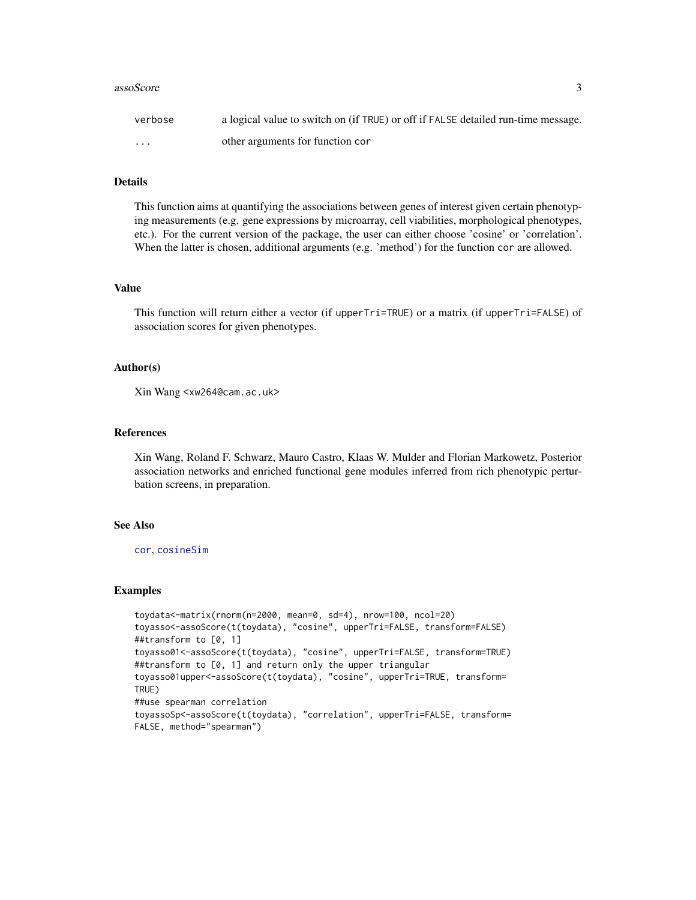| | |
|---|---|
| verbose | a logical value to switch on (if TRUE) or off if FALSE detailed run-time message. |
| ... | other arguments for function cor |

## Details

This function aims at quantifying the associations between genes of interest given certain phenotyping measurements (e.g. gene expressions by microarray, cell viabilities, morphological phenotypes, etc.). For the current version of the package, the user can either choose 'cosine' or 'correlation'. When the latter is chosen, additional arguments (e.g. 'method') for the function cor are allowed.

## Value

This function will return either a vector (if upperTri=TRUE) or a matrix (if upperTri=FALSE) of association scores for given phenotypes.

## Author(s)

Xin Wang <xw264@cam.ac.uk>

## References

Xin Wang, Roland F. Schwarz, Mauro Castro, Klaas W. Mulder and Florian Markowetz, Posterior association networks and enriched functional gene modules inferred from rich phenotypic perturbation screens, in preparation.

## See Also

cor, cosineSim

## Examples

```
toydata<-matrix(rnorm(n=2000, mean=0, sd=4), nrow=100, ncol=20)
toyasso<-assoScore(t(toydata), "cosine", upperTri=FALSE, transform=FALSE)
##transform to [0, 1]
toyasso01<-assoScore(t(toydata), "cosine", upperTri=FALSE, transform=TRUE)
##transform to [0, 1] and return only the upper triangular
toyasso01upper<-assoScore(t(toydata), "cosine", upperTri=TRUE, transform=
TRUE)
##use spearman correlation
toyassoSp<-assoScore(t(toydata), "correlation", upperTri=FALSE, transform=
FALSE, method="spearman")
```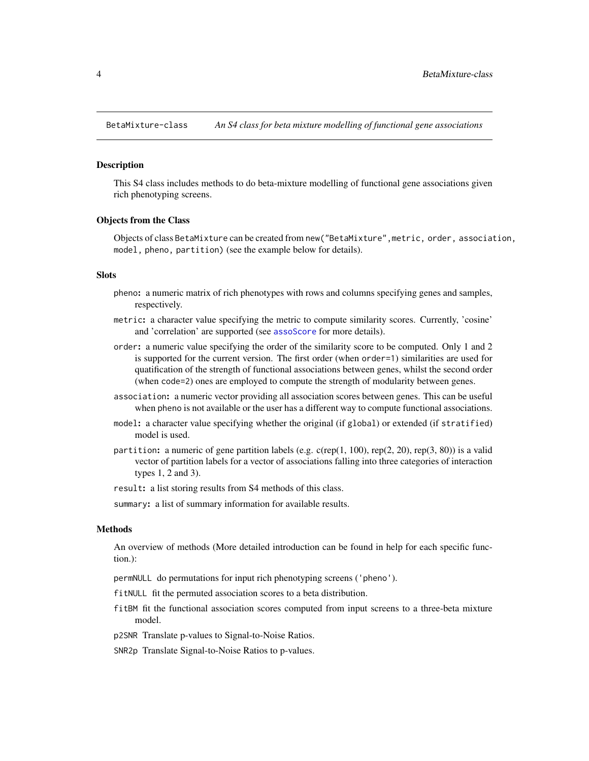BetaMixture-class *An S4 class for beta mixture modelling of functional gene associations*

## Description

This S4 class includes methods to do beta-mixture modelling of functional gene associations given rich phenotyping screens.

## Objects from the Class

Objects of class `BetaMixture` can be created from `new("BetaMixture",metric, order, association, model, pheno, partition)` (see the example below for details).

## Slots

`pheno`: a numeric matrix of rich phenotypes with rows and columns specifying genes and samples, respectively.

`metric`: a character value specifying the metric to compute similarity scores. Currently, 'cosine' and 'correlation' are supported (see `assoScore` for more details).

`order`: a numeric value specifying the order of the similarity score to be computed. Only 1 and 2 is supported for the current version. The first order (when `order=1`) similarities are used for quatification of the strength of functional associations between genes, whilst the second order (when `code=2`) ones are employed to compute the strength of modularity between genes.

`association`: a numeric vector providing all association scores between genes. This can be useful when `pheno` is not available or the user has a different way to compute functional associations.

`model`: a character value specifying whether the original (if `global`) or extended (if `stratified`) model is used.

`partition`: a numeric of gene partition labels (e.g. c(rep(1, 100), rep(2, 20), rep(3, 80)) is a valid vector of partition labels for a vector of associations falling into three categories of interaction types 1, 2 and 3).

`result`: a list storing results from S4 methods of this class.

`summary`: a list of summary information for available results.

## Methods

An overview of methods (More detailed introduction can be found in help for each specific function.):

`permNULL` do permutations for input rich phenotyping screens (`'pheno'`).

`fitNULL` fit the permuted association scores to a beta distribution.

`fitBM` fit the functional association scores computed from input screens to a three-beta mixture model.

`p2SNR` Translate p-values to Signal-to-Noise Ratios.

`SNR2p` Translate Signal-to-Noise Ratios to p-values.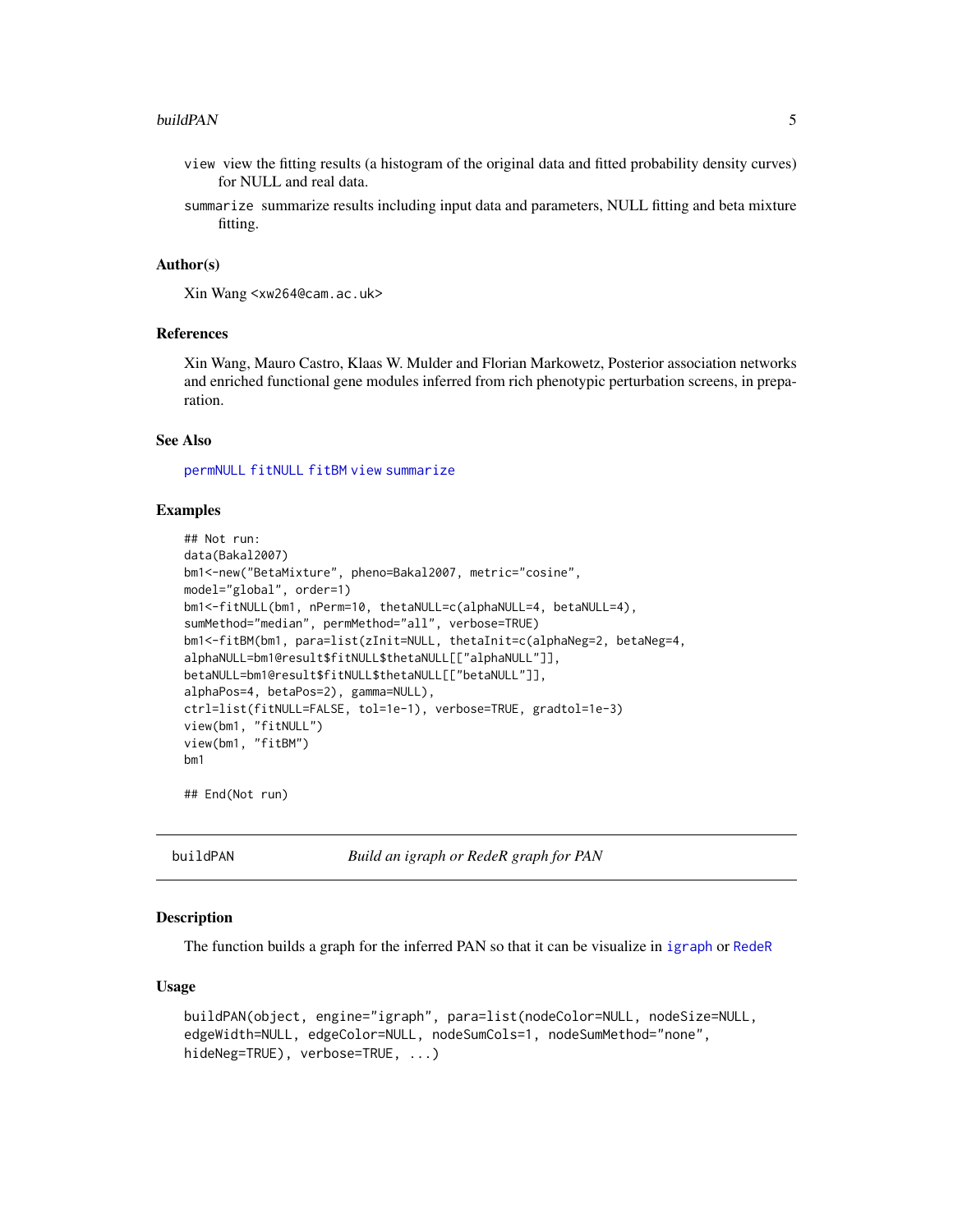`view` view the fitting results (a histogram of the original data and fitted probability density curves) for NULL and real data.

`summarize` summarize results including input data and parameters, NULL fitting and beta mixture fitting.

### Author(s)

Xin Wang <xw264@cam.ac.uk>

### References

Xin Wang, Mauro Castro, Klaas W. Mulder and Florian Markowetz, Posterior association networks and enriched functional gene modules inferred from rich phenotypic perturbation screens, in preparation.

### See Also

permNULL fitNULL fitBM view summarize

### Examples

```
## Not run:
data(Bakal2007)
bm1<-new("BetaMixture", pheno=Bakal2007, metric="cosine",
model="global", order=1)
bm1<-fitNULL(bm1, nPerm=10, thetaNULL=c(alphaNULL=4, betaNULL=4),
sumMethod="median", permMethod="all", verbose=TRUE)
bm1<-fitBM(bm1, para=list(zInit=NULL, thetaInit=c(alphaNeg=2, betaNeg=4,
alphaNULL=bm1@result$fitNULL$thetaNULL[["alphaNULL"]],
betaNULL=bm1@result$fitNULL$thetaNULL[["betaNULL"]],
alphaPos=4, betaPos=2), gamma=NULL),
ctrl=list(fitNULL=FALSE, tol=1e-1), verbose=TRUE, gradtol=1e-3)
view(bm1, "fitNULL")
view(bm1, "fitBM")
bm1

## End(Not run)
```

---

## buildPAN — *Build an igraph or RedeR graph for PAN*

### Description

The function builds a graph for the inferred PAN so that it can be visualize in igraph or RedeR

### Usage

```
buildPAN(object, engine="igraph", para=list(nodeColor=NULL, nodeSize=NULL,
edgeWidth=NULL, edgeColor=NULL, nodeSumCols=1, nodeSumMethod="none",
hideNeg=TRUE), verbose=TRUE, ...)
```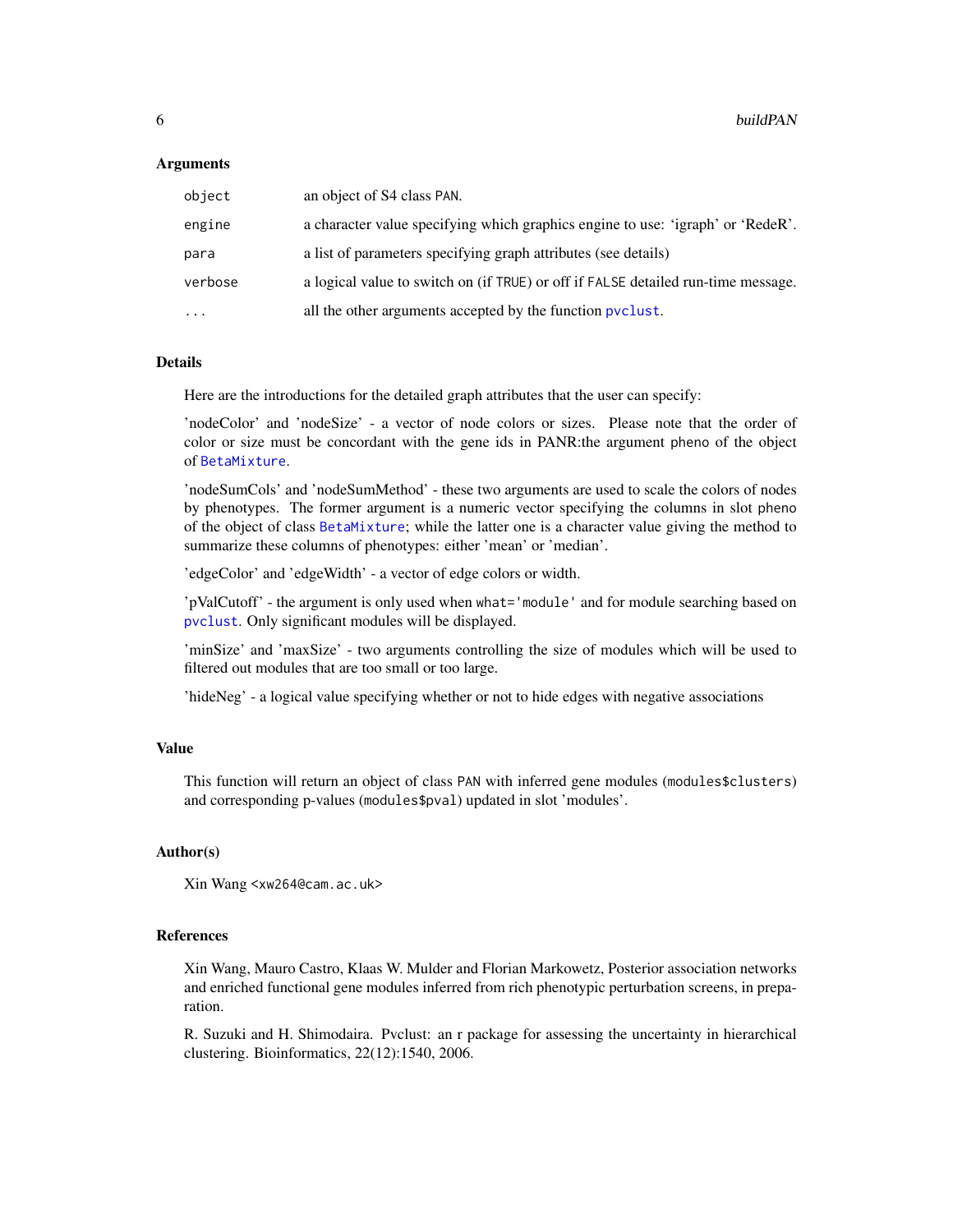### Arguments

| | |
|---|---|
| `object` | an object of S4 class `PAN`. |
| `engine` | a character value specifying which graphics engine to use: 'igraph' or 'RedeR'. |
| `para` | a list of parameters specifying graph attributes (see details) |
| `verbose` | a logical value to switch on (if `TRUE`) or off if `FALSE` detailed run-time message. |
| `...` | all the other arguments accepted by the function `pvclust`. |

### Details

Here are the introductions for the detailed graph attributes that the user can specify:

'nodeColor' and 'nodeSize' - a vector of node colors or sizes. Please note that the order of color or size must be concordant with the gene ids in PANR:the argument `pheno` of the object of `BetaMixture`.

'nodeSumCols' and 'nodeSumMethod' - these two arguments are used to scale the colors of nodes by phenotypes. The former argument is a numeric vector specifying the columns in slot `pheno` of the object of class `BetaMixture`; while the latter one is a character value giving the method to summarize these columns of phenotypes: either 'mean' or 'median'.

'edgeColor' and 'edgeWidth' - a vector of edge colors or width.

'pValCutoff' - the argument is only used when `what='module'` and for module searching based on `pvclust`. Only significant modules will be displayed.

'minSize' and 'maxSize' - two arguments controlling the size of modules which will be used to filtered out modules that are too small or too large.

'hideNeg' - a logical value specifying whether or not to hide edges with negative associations

### Value

This function will return an object of class `PAN` with inferred gene modules (`modules$clusters`) and corresponding p-values (`modules$pval`) updated in slot 'modules'.

### Author(s)

Xin Wang <xw264@cam.ac.uk>

### References

Xin Wang, Mauro Castro, Klaas W. Mulder and Florian Markowetz, Posterior association networks and enriched functional gene modules inferred from rich phenotypic perturbation screens, in preparation.

R. Suzuki and H. Shimodaira. Pvclust: an r package for assessing the uncertainty in hierarchical clustering. Bioinformatics, 22(12):1540, 2006.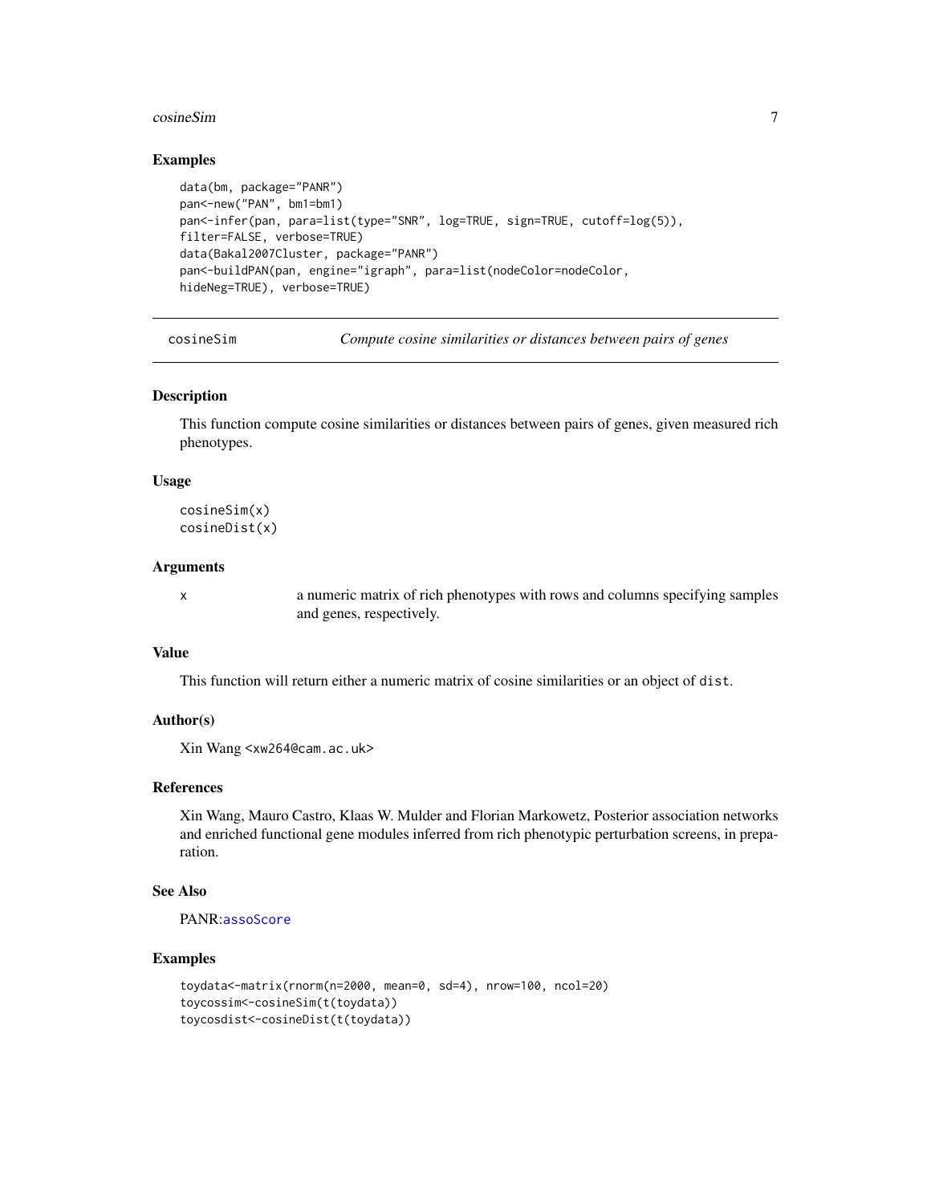## Examples

```
data(bm, package="PANR")
pan<-new("PAN", bm1=bm1)
pan<-infer(pan, para=list(type="SNR", log=TRUE, sign=TRUE, cutoff=log(5)),
filter=FALSE, verbose=TRUE)
data(Bakal2007Cluster, package="PANR")
pan<-buildPAN(pan, engine="igraph", para=list(nodeColor=nodeColor,
hideNeg=TRUE), verbose=TRUE)
```

---

# cosineSim — *Compute cosine similarities or distances between pairs of genes*

## Description

This function compute cosine similarities or distances between pairs of genes, given measured rich phenotypes.

## Usage

```
cosineSim(x)
cosineDist(x)
```

## Arguments

| | |
|---|---|
| x | a numeric matrix of rich phenotypes with rows and columns specifying samples and genes, respectively. |

## Value

This function will return either a numeric matrix of cosine similarities or an object of `dist`.

## Author(s)

Xin Wang <xw264@cam.ac.uk>

## References

Xin Wang, Mauro Castro, Klaas W. Mulder and Florian Markowetz, Posterior association networks and enriched functional gene modules inferred from rich phenotypic perturbation screens, in preparation.

## See Also

PANR:assoScore

## Examples

```
toydata<-matrix(rnorm(n=2000, mean=0, sd=4), nrow=100, ncol=20)
toycossim<-cosineSim(t(toydata))
toycosdist<-cosineDist(t(toydata))
```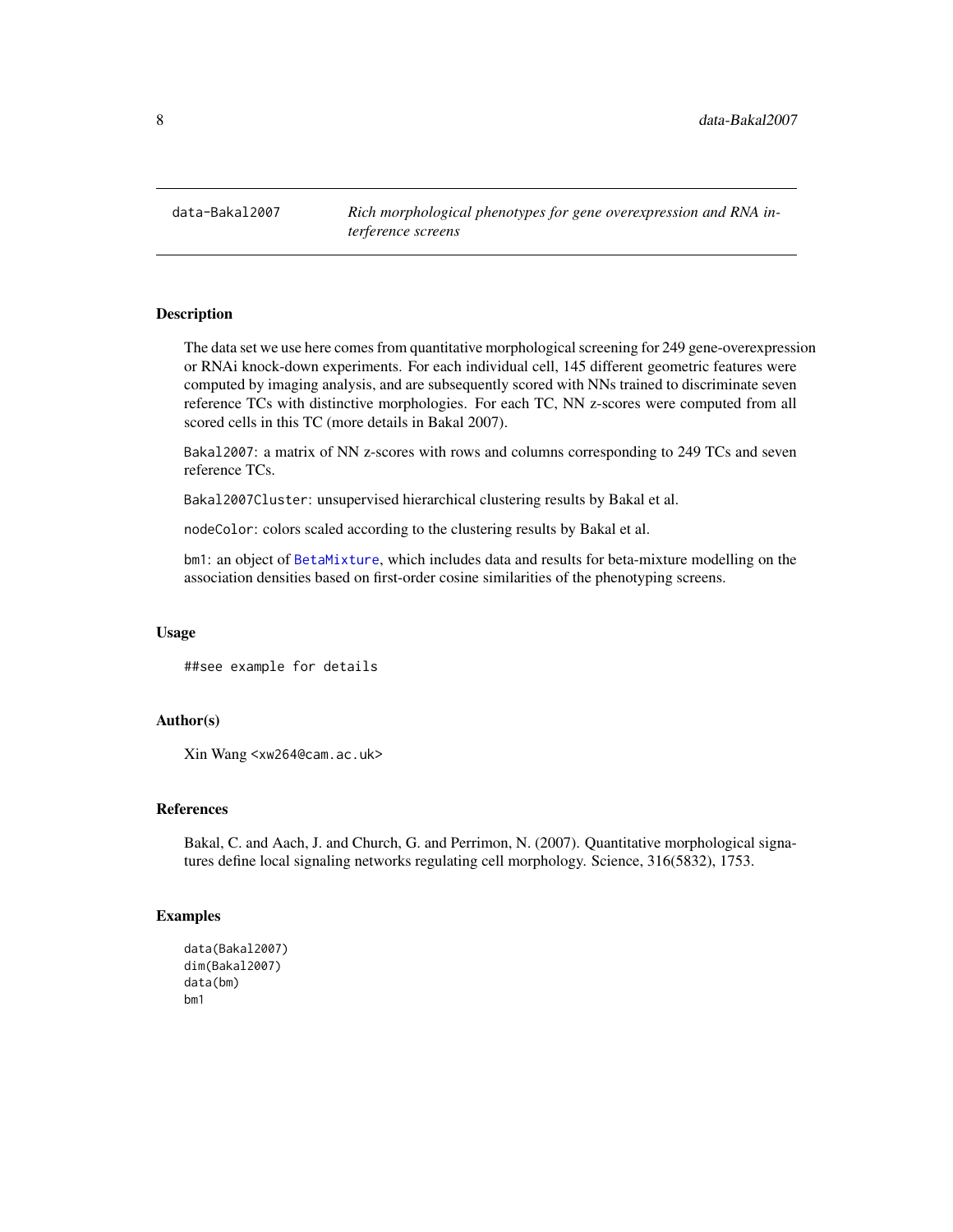data-Bakal2007 *Rich morphological phenotypes for gene overexpression and RNA interference screens*

### Description

The data set we use here comes from quantitative morphological screening for 249 gene-overexpression or RNAi knock-down experiments. For each individual cell, 145 different geometric features were computed by imaging analysis, and are subsequently scored with NNs trained to discriminate seven reference TCs with distinctive morphologies. For each TC, NN z-scores were computed from all scored cells in this TC (more details in Bakal 2007).

`Bakal2007`: a matrix of NN z-scores with rows and columns corresponding to 249 TCs and seven reference TCs.

`Bakal2007Cluster`: unsupervised hierarchical clustering results by Bakal et al.

`nodeColor`: colors scaled according to the clustering results by Bakal et al.

`bm1`: an object of `BetaMixture`, which includes data and results for beta-mixture modelling on the association densities based on first-order cosine similarities of the phenotyping screens.

### Usage

```
##see example for details
```

### Author(s)

Xin Wang <xw264@cam.ac.uk>

### References

Bakal, C. and Aach, J. and Church, G. and Perrimon, N. (2007). Quantitative morphological signatures define local signaling networks regulating cell morphology. Science, 316(5832), 1753.

### Examples

```
data(Bakal2007)
dim(Bakal2007)
data(bm)
bm1
```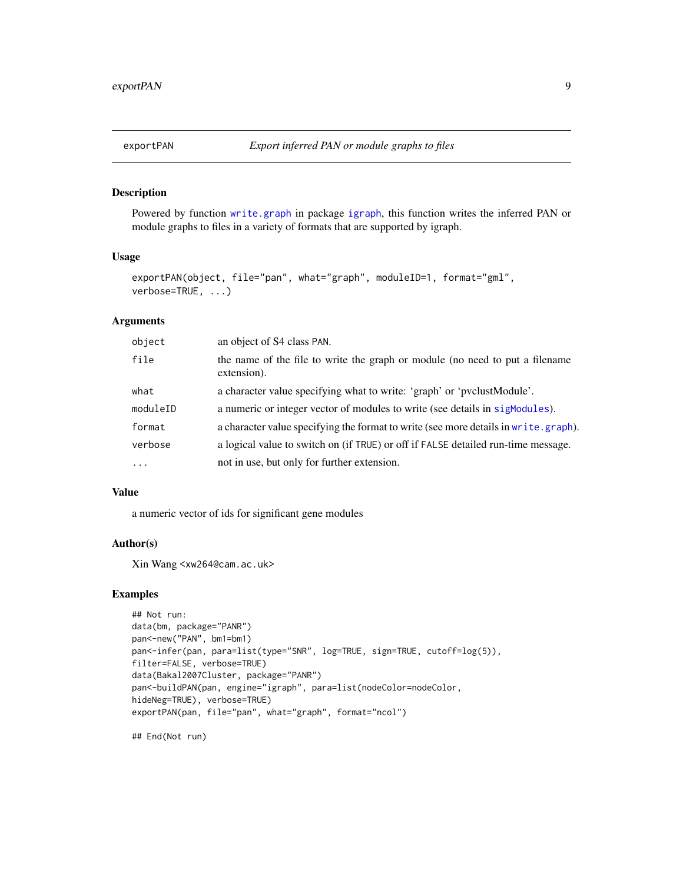## exportPAN — *Export inferred PAN or module graphs to files*

### Description

Powered by function `write.graph` in package `igraph`, this function writes the inferred PAN or module graphs to files in a variety of formats that are supported by igraph.

### Usage

```
exportPAN(object, file="pan", what="graph", moduleID=1, format="gml",
verbose=TRUE, ...)
```

### Arguments

| Argument | Description |
|---|---|
| `object` | an object of S4 class `PAN`. |
| `file` | the name of the file to write the graph or module (no need to put a filename extension). |
| `what` | a character value specifying what to write: 'graph' or 'pvclustModule'. |
| `moduleID` | a numeric or integer vector of modules to write (see details in `sigModules`). |
| `format` | a character value specifying the format to write (see more details in `write.graph`). |
| `verbose` | a logical value to switch on (if `TRUE`) or off if `FALSE` detailed run-time message. |
| `...` | not in use, but only for further extension. |

### Value

a numeric vector of ids for significant gene modules

### Author(s)

Xin Wang <xw264@cam.ac.uk>

### Examples

```
## Not run:
data(bm, package="PANR")
pan<-new("PAN", bm1=bm1)
pan<-infer(pan, para=list(type="SNR", log=TRUE, sign=TRUE, cutoff=log(5)),
filter=FALSE, verbose=TRUE)
data(Bakal2007Cluster, package="PANR")
pan<-buildPAN(pan, engine="igraph", para=list(nodeColor=nodeColor,
hideNeg=TRUE), verbose=TRUE)
exportPAN(pan, file="pan", what="graph", format="ncol")

## End(Not run)
```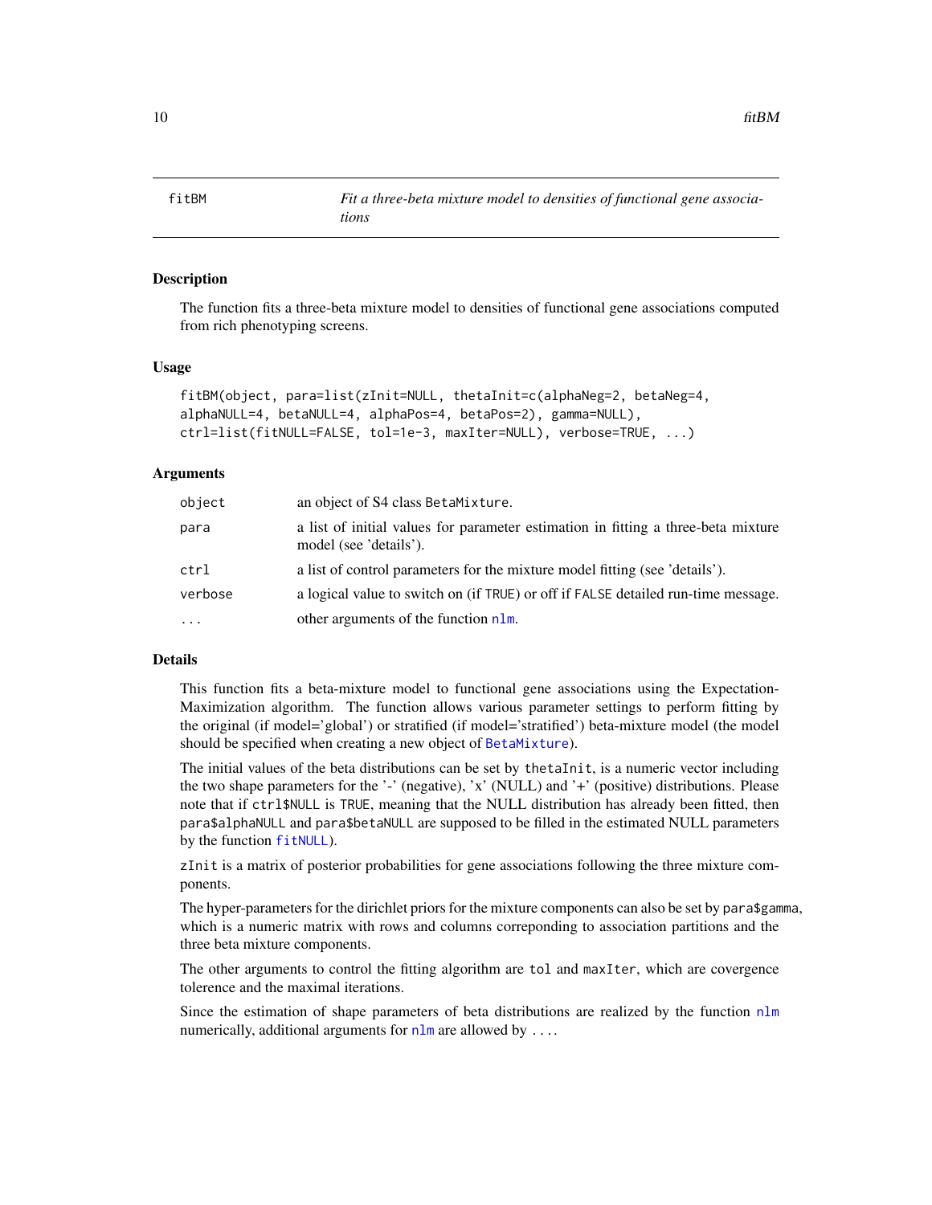# fitBM

*Fit a three-beta mixture model to densities of functional gene associations*

## Description

The function fits a three-beta mixture model to densities of functional gene associations computed from rich phenotyping screens.

## Usage

```
fitBM(object, para=list(zInit=NULL, thetaInit=c(alphaNeg=2, betaNeg=4,
alphaNULL=4, betaNULL=4, alphaPos=4, betaPos=2), gamma=NULL),
ctrl=list(fitNULL=FALSE, tol=1e-3, maxIter=NULL), verbose=TRUE, ...)
```

## Arguments

| | |
|---|---|
| `object` | an object of S4 class `BetaMixture`. |
| `para` | a list of initial values for parameter estimation in fitting a three-beta mixture model (see 'details'). |
| `ctrl` | a list of control parameters for the mixture model fitting (see 'details'). |
| `verbose` | a logical value to switch on (if `TRUE`) or off if `FALSE` detailed run-time message. |
| `...` | other arguments of the function `nlm`. |

## Details

This function fits a beta-mixture model to functional gene associations using the Expectation-Maximization algorithm. The function allows various parameter settings to perform fitting by the original (if model='global') or stratified (if model='stratified') beta-mixture model (the model should be specified when creating a new object of `BetaMixture`).

The initial values of the beta distributions can be set by `thetaInit`, is a numeric vector including the two shape parameters for the '-' (negative), 'x' (NULL) and '+' (positive) distributions. Please note that if `ctrl$NULL` is `TRUE`, meaning that the NULL distribution has already been fitted, then `para$alphaNULL` and `para$betaNULL` are supposed to be filled in the estimated NULL parameters by the function `fitNULL`).

`zInit` is a matrix of posterior probabilities for gene associations following the three mixture components.

The hyper-parameters for the dirichlet priors for the mixture components can also be set by `para$gamma`, which is a numeric matrix with rows and columns correponding to association partitions and the three beta mixture components.

The other arguments to control the fitting algorithm are `tol` and `maxIter`, which are covergence tolerence and the maximal iterations.

Since the estimation of shape parameters of beta distributions are realized by the function `nlm` numerically, additional arguments for `nlm` are allowed by `...`.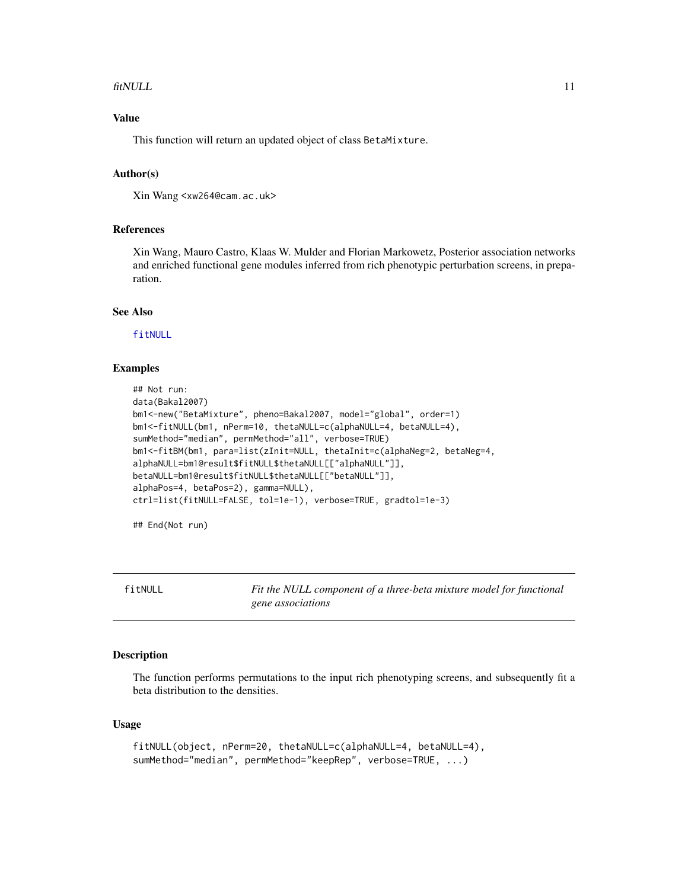### Value

This function will return an updated object of class `BetaMixture`.

### Author(s)

Xin Wang <xw264@cam.ac.uk>

### References

Xin Wang, Mauro Castro, Klaas W. Mulder and Florian Markowetz, Posterior association networks and enriched functional gene modules inferred from rich phenotypic perturbation screens, in preparation.

### See Also

`fitNULL`

### Examples

```
## Not run:
data(Bakal2007)
bm1<-new("BetaMixture", pheno=Bakal2007, model="global", order=1)
bm1<-fitNULL(bm1, nPerm=10, thetaNULL=c(alphaNULL=4, betaNULL=4),
sumMethod="median", permMethod="all", verbose=TRUE)
bm1<-fitBM(bm1, para=list(zInit=NULL, thetaInit=c(alphaNeg=2, betaNeg=4,
alphaNULL=bm1@result$fitNULL$thetaNULL[["alphaNULL"]],
betaNULL=bm1@result$fitNULL$thetaNULL[["betaNULL"]],
alphaPos=4, betaPos=2), gamma=NULL),
ctrl=list(fitNULL=FALSE, tol=1e-1), verbose=TRUE, gradtol=1e-3)

## End(Not run)
```

---

## fitNULL — *Fit the NULL component of a three-beta mixture model for functional gene associations*

---

### Description

The function performs permutations to the input rich phenotyping screens, and subsequently fit a beta distribution to the densities.

### Usage

```
fitNULL(object, nPerm=20, thetaNULL=c(alphaNULL=4, betaNULL=4),
sumMethod="median", permMethod="keepRep", verbose=TRUE, ...)
```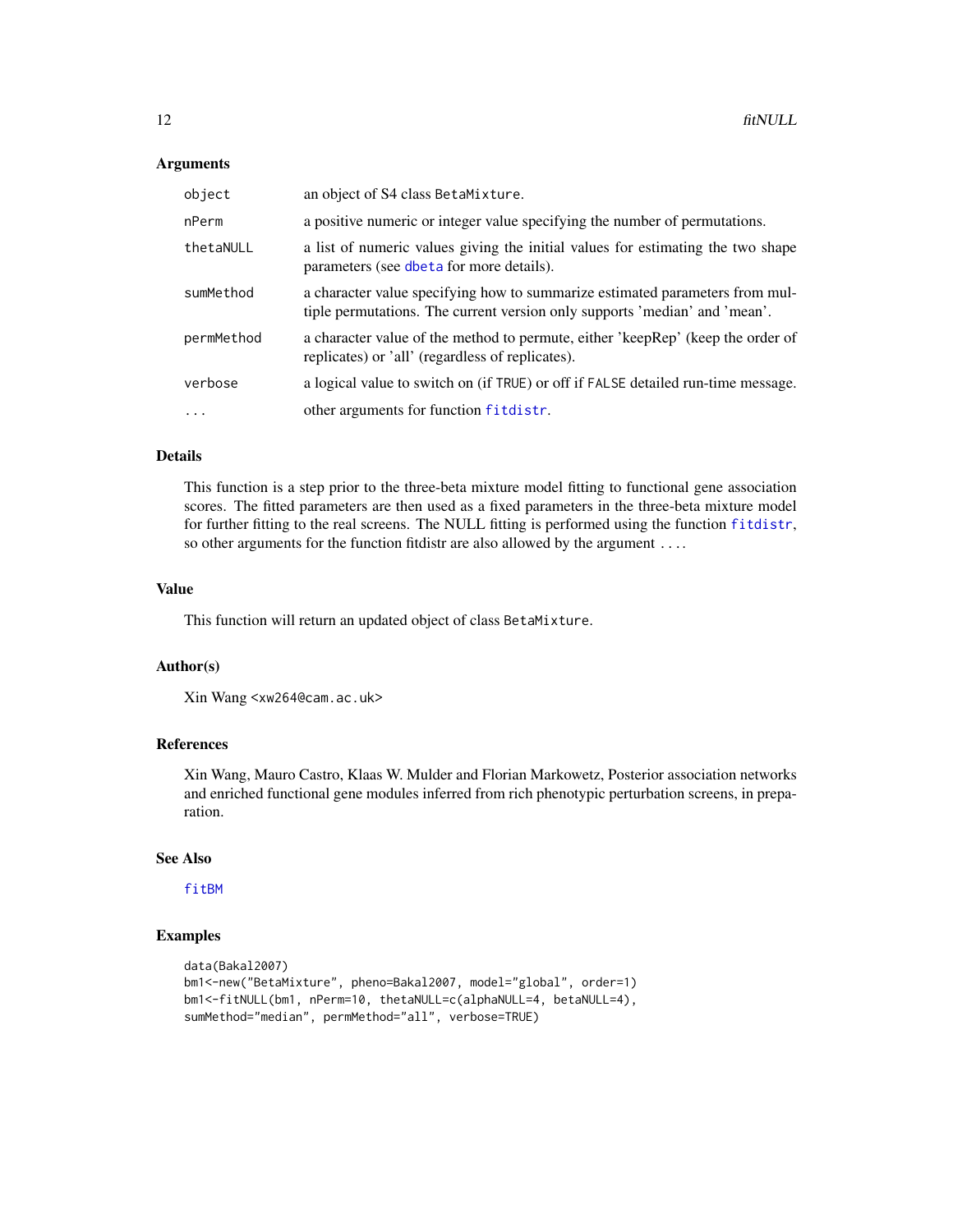## Arguments

| | |
|---|---|
| object | an object of S4 class BetaMixture. |
| nPerm | a positive numeric or integer value specifying the number of permutations. |
| thetaNULL | a list of numeric values giving the initial values for estimating the two shape parameters (see dbeta for more details). |
| sumMethod | a character value specifying how to summarize estimated parameters from multiple permutations. The current version only supports 'median' and 'mean'. |
| permMethod | a character value of the method to permute, either 'keepRep' (keep the order of replicates) or 'all' (regardless of replicates). |
| verbose | a logical value to switch on (if TRUE) or off if FALSE detailed run-time message. |
| ... | other arguments for function fitdistr. |

## Details

This function is a step prior to the three-beta mixture model fitting to functional gene association scores. The fitted parameters are then used as a fixed parameters in the three-beta mixture model for further fitting to the real screens. The NULL fitting is performed using the function fitdistr, so other arguments for the function fitdistr are also allowed by the argument ....

## Value

This function will return an updated object of class BetaMixture.

## Author(s)

Xin Wang <xw264@cam.ac.uk>

## References

Xin Wang, Mauro Castro, Klaas W. Mulder and Florian Markowetz, Posterior association networks and enriched functional gene modules inferred from rich phenotypic perturbation screens, in preparation.

## See Also

fitBM

## Examples

```
data(Bakal2007)
bm1<-new("BetaMixture", pheno=Bakal2007, model="global", order=1)
bm1<-fitNULL(bm1, nPerm=10, thetaNULL=c(alphaNULL=4, betaNULL=4),
sumMethod="median", permMethod="all", verbose=TRUE)
```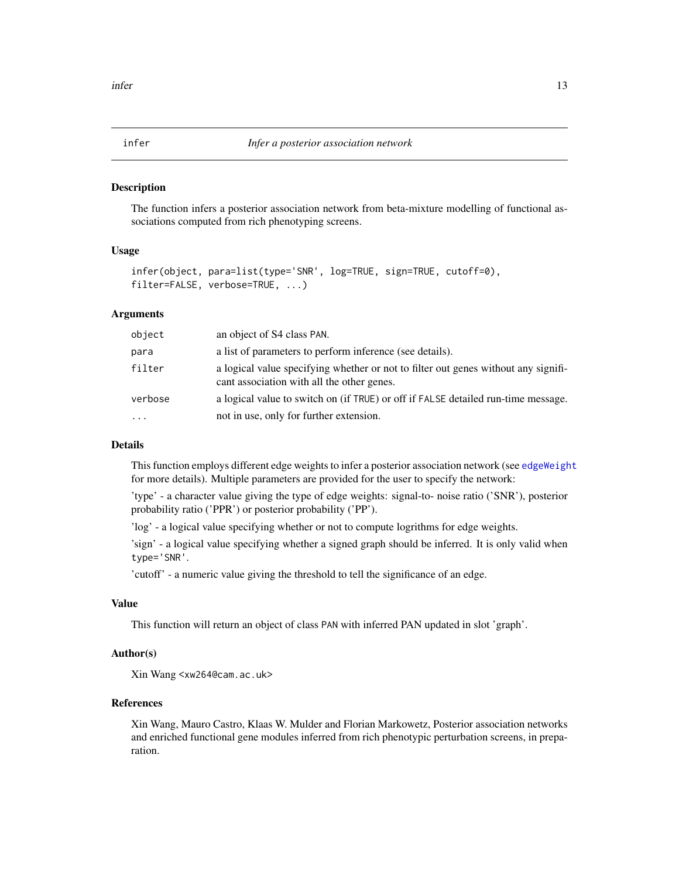## infer — *Infer a posterior association network*

### Description

The function infers a posterior association network from beta-mixture modelling of functional associations computed from rich phenotyping screens.

### Usage

```
infer(object, para=list(type='SNR', log=TRUE, sign=TRUE, cutoff=0),
filter=FALSE, verbose=TRUE, ...)
```

### Arguments

| | |
|---|---|
| `object` | an object of S4 class `PAN`. |
| `para` | a list of parameters to perform inference (see details). |
| `filter` | a logical value specifying whether or not to filter out genes without any significant association with all the other genes. |
| `verbose` | a logical value to switch on (if `TRUE`) or off if `FALSE` detailed run-time message. |
| `...` | not in use, only for further extension. |

### Details

This function employs different edge weights to infer a posterior association network (see `edgeWeight` for more details). Multiple parameters are provided for the user to specify the network:

'type' - a character value giving the type of edge weights: signal-to- noise ratio ('SNR'), posterior probability ratio ('PPR') or posterior probability ('PP').

'log' - a logical value specifying whether or not to compute logrithms for edge weights.

'sign' - a logical value specifying whether a signed graph should be inferred. It is only valid when `type='SNR'`.

'cutoff' - a numeric value giving the threshold to tell the significance of an edge.

### Value

This function will return an object of class `PAN` with inferred PAN updated in slot 'graph'.

### Author(s)

Xin Wang <xw264@cam.ac.uk>

### References

Xin Wang, Mauro Castro, Klaas W. Mulder and Florian Markowetz, Posterior association networks and enriched functional gene modules inferred from rich phenotypic perturbation screens, in preparation.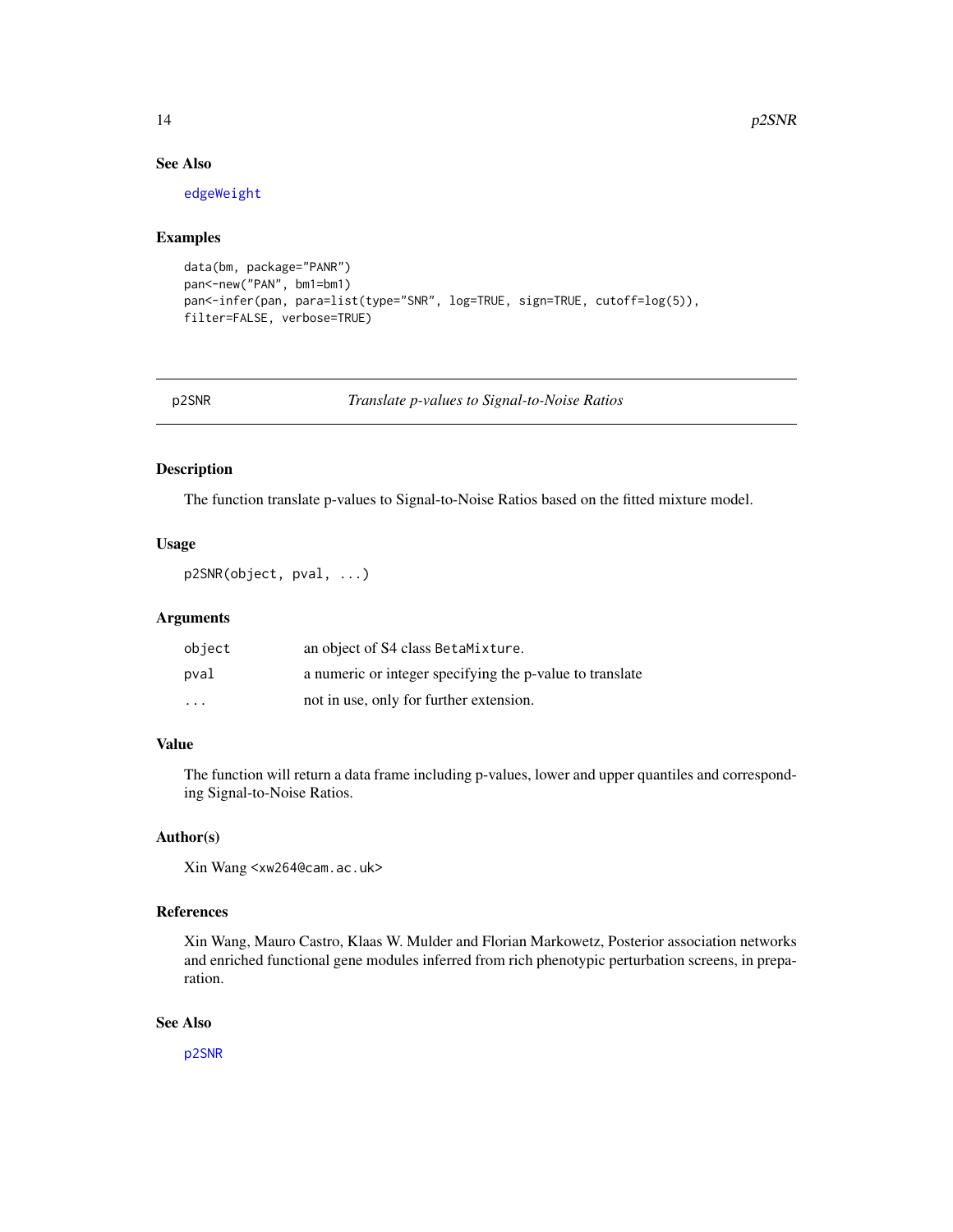## See Also

edgeWeight

## Examples

```
data(bm, package="PANR")
pan<-new("PAN", bm1=bm1)
pan<-infer(pan, para=list(type="SNR", log=TRUE, sign=TRUE, cutoff=log(5)),
filter=FALSE, verbose=TRUE)
```

---

# p2SNR *Translate p-values to Signal-to-Noise Ratios*

## Description

The function translate p-values to Signal-to-Noise Ratios based on the fitted mixture model.

## Usage

```
p2SNR(object, pval, ...)
```

## Arguments

| | |
|---|---|
| object | an object of S4 class BetaMixture. |
| pval | a numeric or integer specifying the p-value to translate |
| ... | not in use, only for further extension. |

## Value

The function will return a data frame including p-values, lower and upper quantiles and corresponding Signal-to-Noise Ratios.

## Author(s)

Xin Wang <xw264@cam.ac.uk>

## References

Xin Wang, Mauro Castro, Klaas W. Mulder and Florian Markowetz, Posterior association networks and enriched functional gene modules inferred from rich phenotypic perturbation screens, in preparation.

## See Also

p2SNR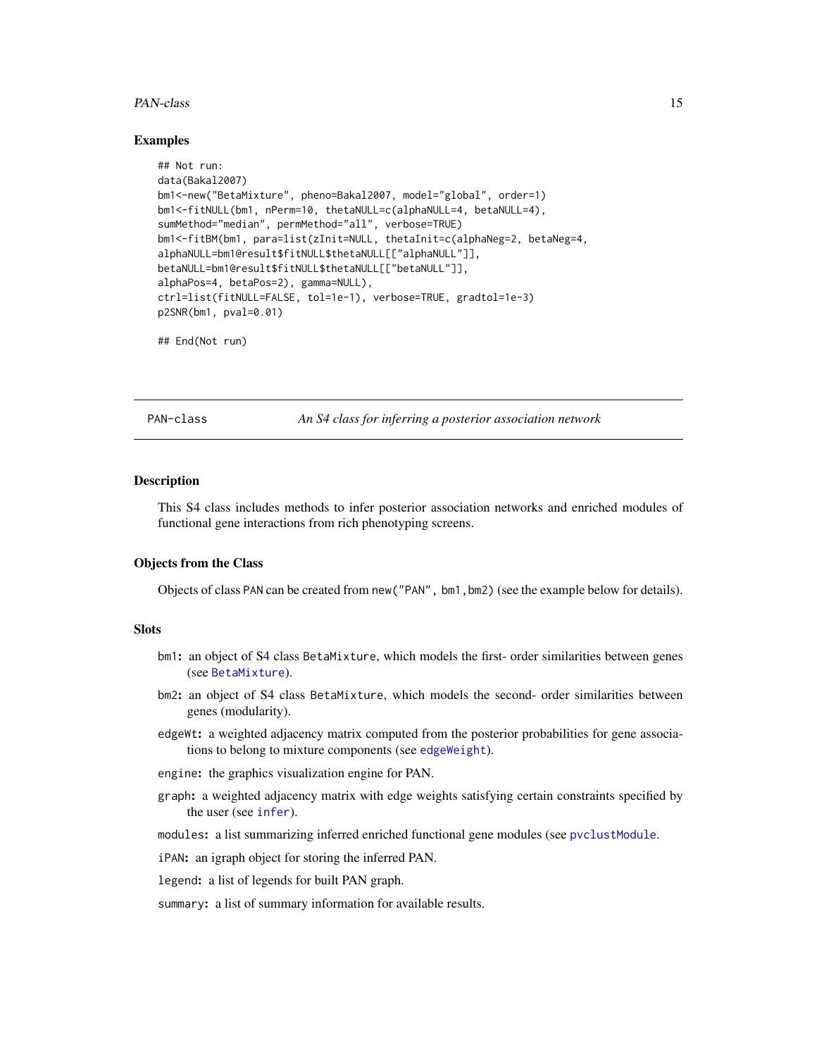## Examples

```
## Not run:
data(Bakal2007)
bm1<-new("BetaMixture", pheno=Bakal2007, model="global", order=1)
bm1<-fitNULL(bm1, nPerm=10, thetaNULL=c(alphaNULL=4, betaNULL=4),
sumMethod="median", permMethod="all", verbose=TRUE)
bm1<-fitBM(bm1, para=list(zInit=NULL, thetaInit=c(alphaNeg=2, betaNeg=4,
alphaNULL=bm1@result$fitNULL$thetaNULL[["alphaNULL"]],
betaNULL=bm1@result$fitNULL$thetaNULL[["betaNULL"]],
alphaPos=4, betaPos=2), gamma=NULL),
ctrl=list(fitNULL=FALSE, tol=1e-1), verbose=TRUE, gradtol=1e-3)
p2SNR(bm1, pval=0.01)

## End(Not run)
```

---

PAN-class *An S4 class for inferring a posterior association network*

---

## Description

This S4 class includes methods to infer posterior association networks and enriched modules of functional gene interactions from rich phenotyping screens.

## Objects from the Class

Objects of class PAN can be created from `new("PAN", bm1,bm2)` (see the example below for details).

## Slots

- **bm1:** an object of S4 class BetaMixture, which models the first- order similarities between genes (see BetaMixture).
- **bm2:** an object of S4 class BetaMixture, which models the second- order similarities between genes (modularity).
- **edgeWt:** a weighted adjacency matrix computed from the posterior probabilities for gene associations to belong to mixture components (see edgeWeight).
- **engine:** the graphics visualization engine for PAN.
- **graph:** a weighted adjacency matrix with edge weights satisfying certain constraints specified by the user (see infer).
- **modules:** a list summarizing inferred enriched functional gene modules (see pvclustModule.
- **iPAN:** an igraph object for storing the inferred PAN.
- **legend:** a list of legends for built PAN graph.
- **summary:** a list of summary information for available results.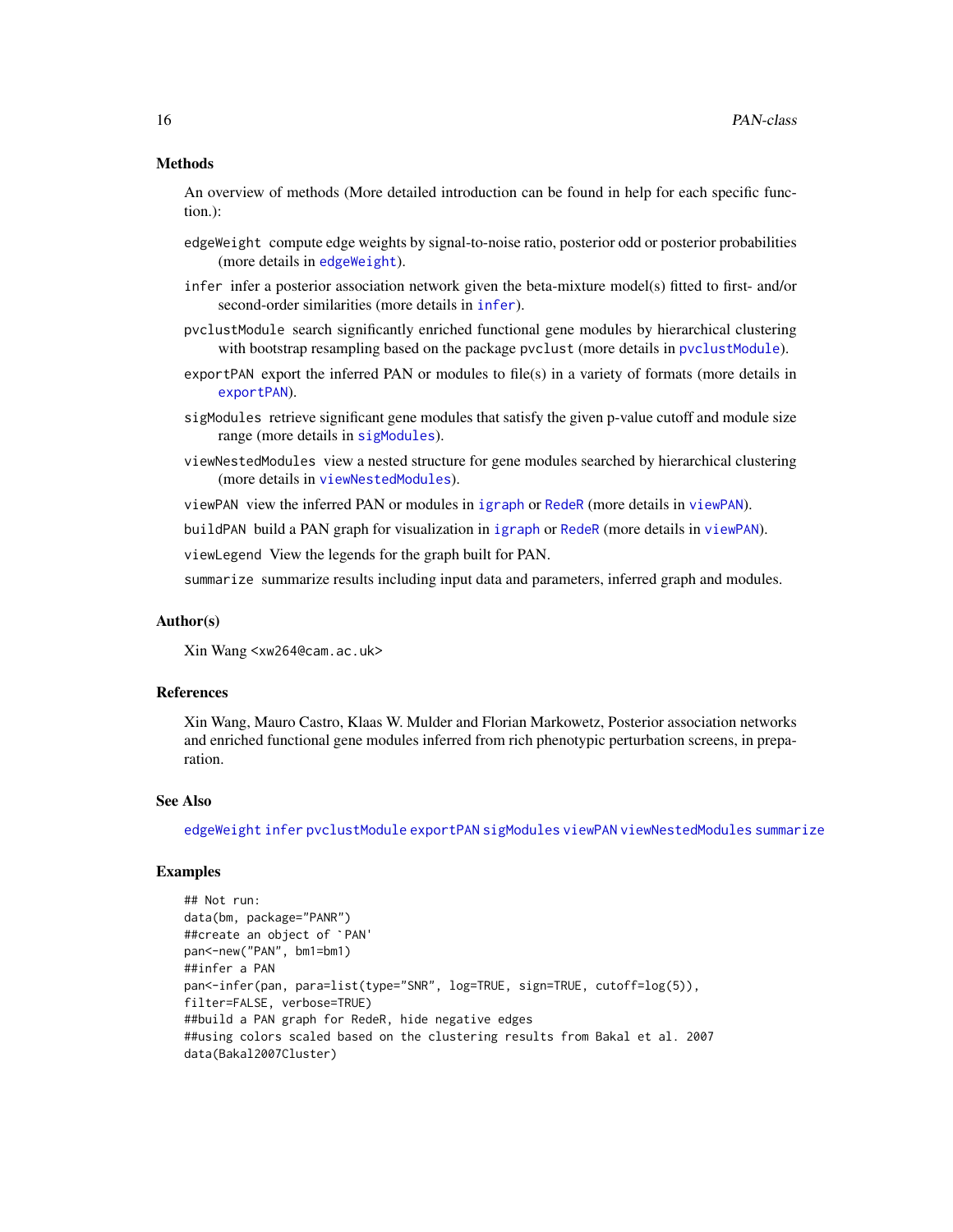### Methods

An overview of methods (More detailed introduction can be found in help for each specific function.):

- `edgeWeight` compute edge weights by signal-to-noise ratio, posterior odd or posterior probabilities (more details in `edgeWeight`).
- `infer` infer a posterior association network given the beta-mixture model(s) fitted to first- and/or second-order similarities (more details in `infer`).
- `pvclustModule` search significantly enriched functional gene modules by hierarchical clustering with bootstrap resampling based on the package `pvclust` (more details in `pvclustModule`).
- `exportPAN` export the inferred PAN or modules to file(s) in a variety of formats (more details in `exportPAN`).
- `sigModules` retrieve significant gene modules that satisfy the given p-value cutoff and module size range (more details in `sigModules`).
- `viewNestedModules` view a nested structure for gene modules searched by hierarchical clustering (more details in `viewNestedModules`).
- `viewPAN` view the inferred PAN or modules in `igraph` or `RedeR` (more details in `viewPAN`).
- `buildPAN` build a PAN graph for visualization in `igraph` or `RedeR` (more details in `viewPAN`).
- `viewLegend` View the legends for the graph built for PAN.
- `summarize` summarize results including input data and parameters, inferred graph and modules.

### Author(s)

Xin Wang <xw264@cam.ac.uk>

### References

Xin Wang, Mauro Castro, Klaas W. Mulder and Florian Markowetz, Posterior association networks and enriched functional gene modules inferred from rich phenotypic perturbation screens, in preparation.

### See Also

`edgeWeight` `infer` `pvclustModule` `exportPAN` `sigModules` `viewPAN` `viewNestedModules` `summarize`

### Examples

```
## Not run:
data(bm, package="PANR")
##create an object of `PAN'
pan<-new("PAN", bm1=bm1)
##infer a PAN
pan<-infer(pan, para=list(type="SNR", log=TRUE, sign=TRUE, cutoff=log(5)),
filter=FALSE, verbose=TRUE)
##build a PAN graph for RedeR, hide negative edges
##using colors scaled based on the clustering results from Bakal et al. 2007
data(Bakal2007Cluster)
```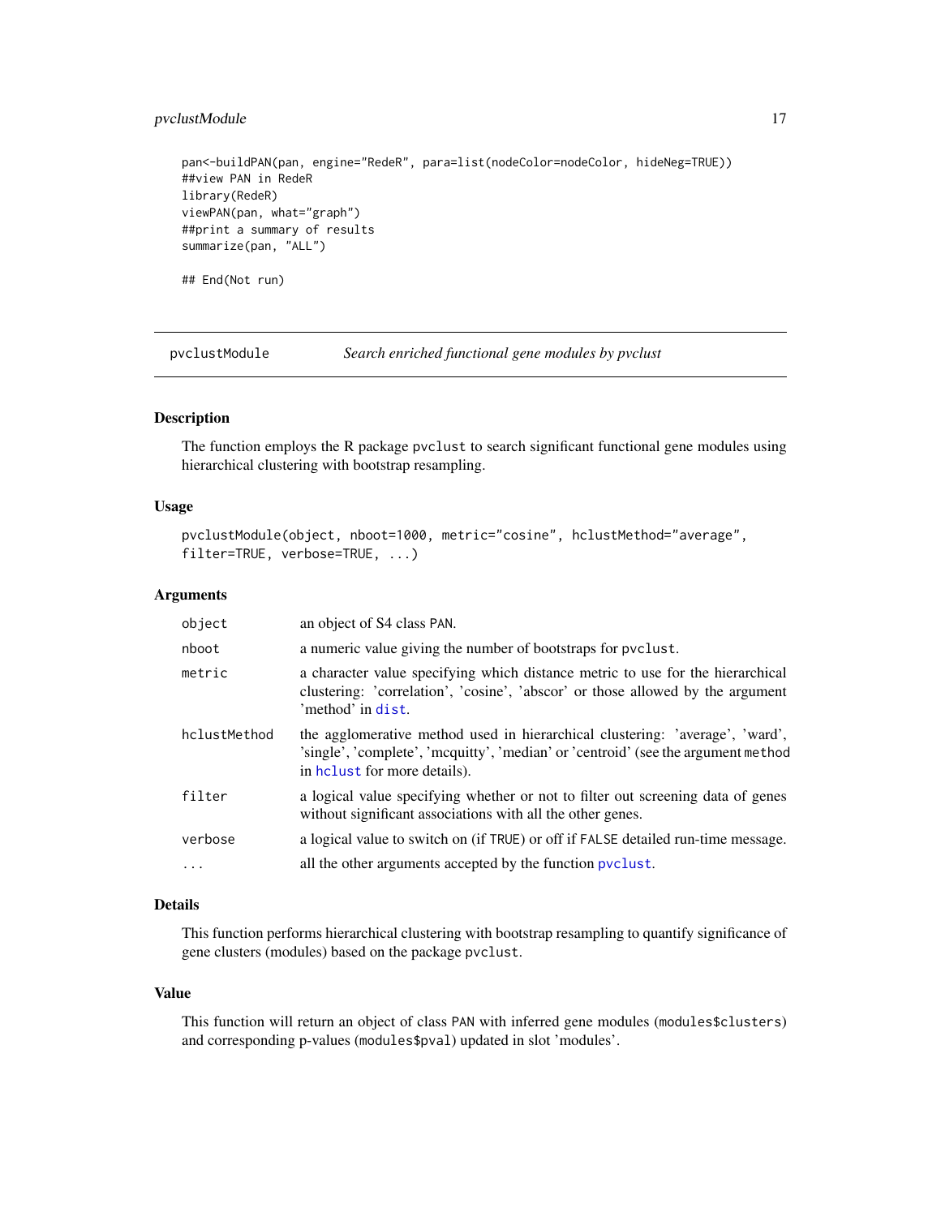```
pan<-buildPAN(pan, engine="RedeR", para=list(nodeColor=nodeColor, hideNeg=TRUE))
##view PAN in RedeR
library(RedeR)
viewPAN(pan, what="graph")
##print a summary of results
summarize(pan, "ALL")

## End(Not run)
```

---

## pvclustModule *Search enriched functional gene modules by pvclust*

---

### Description

The function employs the R package pvclust to search significant functional gene modules using hierarchical clustering with bootstrap resampling.

### Usage

```
pvclustModule(object, nboot=1000, metric="cosine", hclustMethod="average",
filter=TRUE, verbose=TRUE, ...)
```

### Arguments

| | |
|---|---|
| object | an object of S4 class PAN. |
| nboot | a numeric value giving the number of bootstraps for pvclust. |
| metric | a character value specifying which distance metric to use for the hierarchical clustering: 'correlation', 'cosine', 'abscor' or those allowed by the argument 'method' in dist. |
| hclustMethod | the agglomerative method used in hierarchical clustering: 'average', 'ward', 'single', 'complete', 'mcquitty', 'median' or 'centroid' (see the argument method in hclust for more details). |
| filter | a logical value specifying whether or not to filter out screening data of genes without significant associations with all the other genes. |
| verbose | a logical value to switch on (if TRUE) or off if FALSE detailed run-time message. |
| ... | all the other arguments accepted by the function pvclust. |

### Details

This function performs hierarchical clustering with bootstrap resampling to quantify significance of gene clusters (modules) based on the package pvclust.

### Value

This function will return an object of class PAN with inferred gene modules (modules$clusters) and corresponding p-values (modules$pval) updated in slot 'modules'.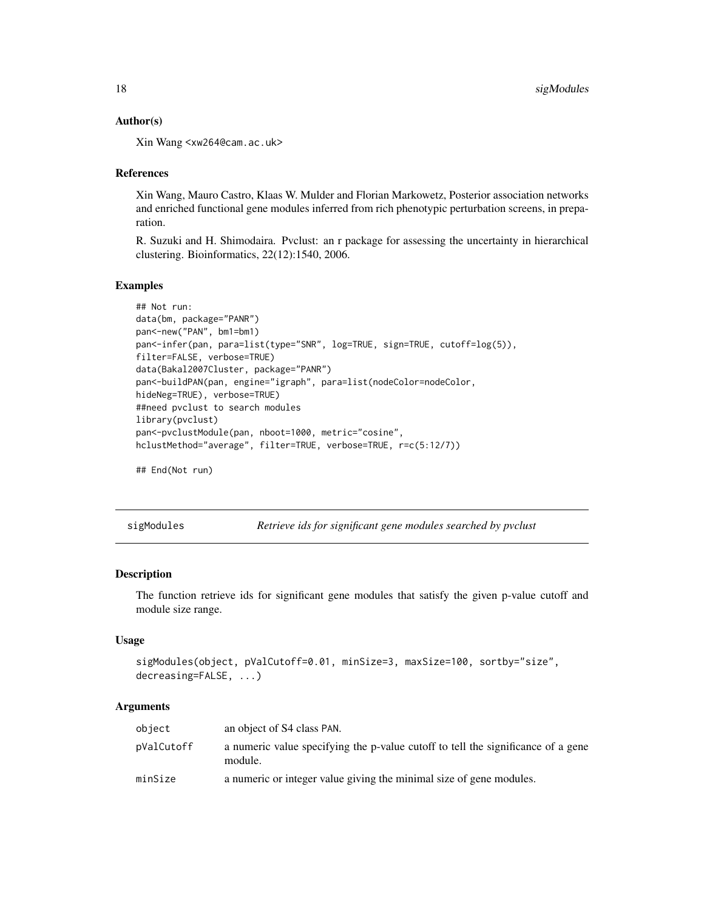### Author(s)

Xin Wang <xw264@cam.ac.uk>

### References

Xin Wang, Mauro Castro, Klaas W. Mulder and Florian Markowetz, Posterior association networks and enriched functional gene modules inferred from rich phenotypic perturbation screens, in preparation.

R. Suzuki and H. Shimodaira. Pvclust: an r package for assessing the uncertainty in hierarchical clustering. Bioinformatics, 22(12):1540, 2006.

### Examples

```
## Not run:
data(bm, package="PANR")
pan<-new("PAN", bm1=bm1)
pan<-infer(pan, para=list(type="SNR", log=TRUE, sign=TRUE, cutoff=log(5)),
filter=FALSE, verbose=TRUE)
data(Bakal2007Cluster, package="PANR")
pan<-buildPAN(pan, engine="igraph", para=list(nodeColor=nodeColor,
hideNeg=TRUE), verbose=TRUE)
##need pvclust to search modules
library(pvclust)
pan<-pvclustModule(pan, nboot=1000, metric="cosine",
hclustMethod="average", filter=TRUE, verbose=TRUE, r=c(5:12/7))

## End(Not run)
```

---

## sigModules    *Retrieve ids for significant gene modules searched by pvclust*

### Description

The function retrieve ids for significant gene modules that satisfy the given p-value cutoff and module size range.

### Usage

```
sigModules(object, pValCutoff=0.01, minSize=3, maxSize=100, sortby="size",
decreasing=FALSE, ...)
```

### Arguments

| | |
|---|---|
| object | an object of S4 class PAN. |
| pValCutoff | a numeric value specifying the p-value cutoff to tell the significance of a gene module. |
| minSize | a numeric or integer value giving the minimal size of gene modules. |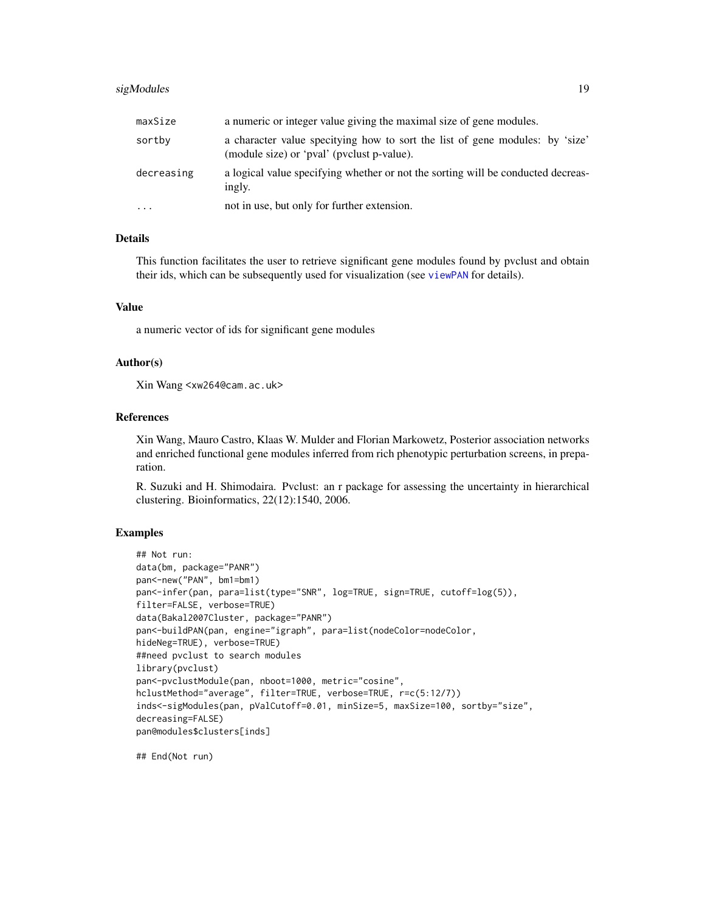| | |
|---|---|
| maxSize | a numeric or integer value giving the maximal size of gene modules. |
| sortby | a character value specitying how to sort the list of gene modules: by 'size' (module size) or 'pval' (pvclust p-value). |
| decreasing | a logical value specifying whether or not the sorting will be conducted decreasingly. |
| ... | not in use, but only for further extension. |

## Details

This function facilitates the user to retrieve significant gene modules found by pvclust and obtain their ids, which can be subsequently used for visualization (see viewPAN for details).

## Value

a numeric vector of ids for significant gene modules

## Author(s)

Xin Wang <xw264@cam.ac.uk>

## References

Xin Wang, Mauro Castro, Klaas W. Mulder and Florian Markowetz, Posterior association networks and enriched functional gene modules inferred from rich phenotypic perturbation screens, in preparation.

R. Suzuki and H. Shimodaira. Pvclust: an r package for assessing the uncertainty in hierarchical clustering. Bioinformatics, 22(12):1540, 2006.

## Examples

```
## Not run:
data(bm, package="PANR")
pan<-new("PAN", bm1=bm1)
pan<-infer(pan, para=list(type="SNR", log=TRUE, sign=TRUE, cutoff=log(5)),
filter=FALSE, verbose=TRUE)
data(Bakal2007Cluster, package="PANR")
pan<-buildPAN(pan, engine="igraph", para=list(nodeColor=nodeColor,
hideNeg=TRUE), verbose=TRUE)
##need pvclust to search modules
library(pvclust)
pan<-pvclustModule(pan, nboot=1000, metric="cosine",
hclustMethod="average", filter=TRUE, verbose=TRUE, r=c(5:12/7))
inds<-sigModules(pan, pValCutoff=0.01, minSize=5, maxSize=100, sortby="size",
decreasing=FALSE)
pan@modules$clusters[inds]

## End(Not run)
```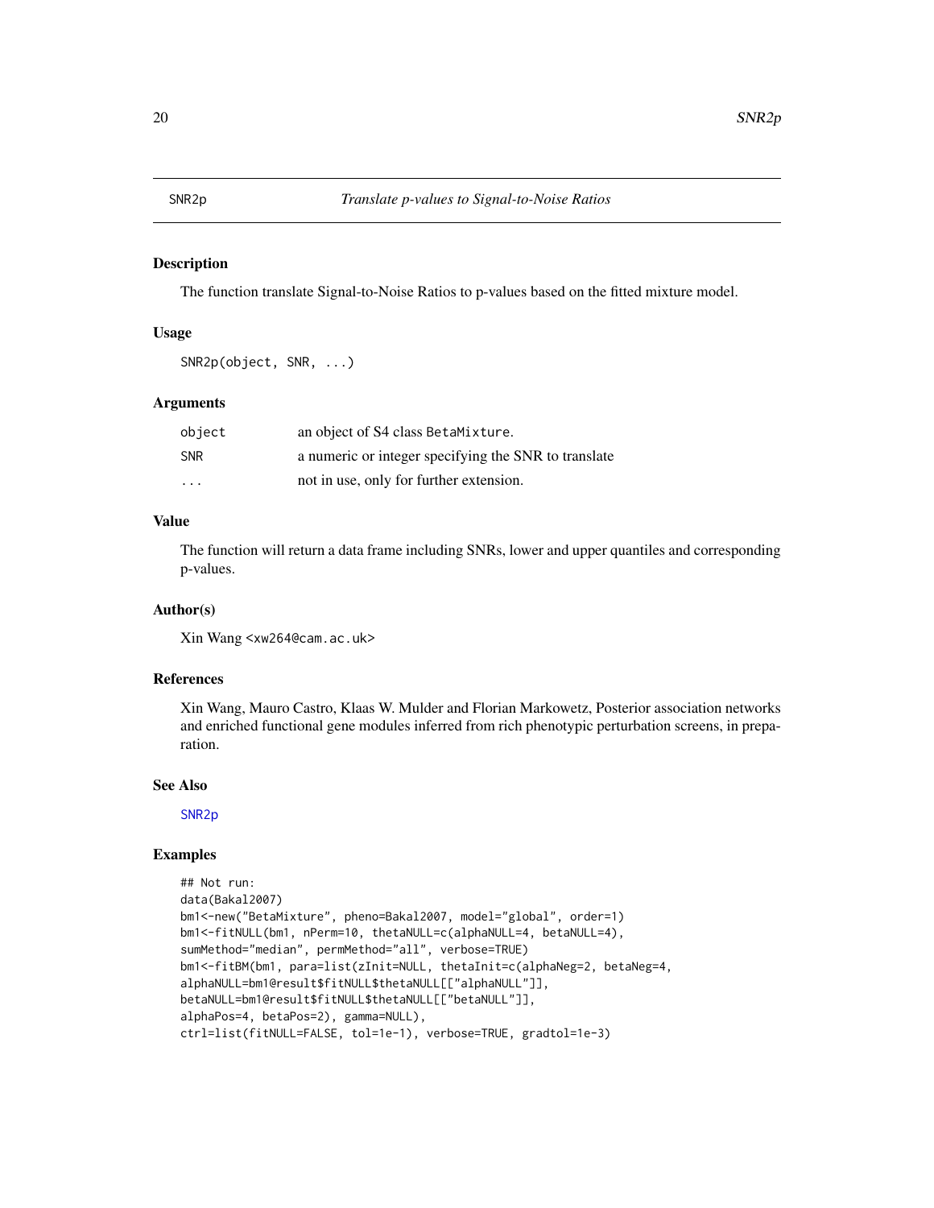# SNR2p — *Translate p-values to Signal-to-Noise Ratios*

## Description

The function translate Signal-to-Noise Ratios to p-values based on the fitted mixture model.

## Usage

```
SNR2p(object, SNR, ...)
```

## Arguments

| | |
|---|---|
| object | an object of S4 class BetaMixture. |
| SNR | a numeric or integer specifying the SNR to translate |
| ... | not in use, only for further extension. |

## Value

The function will return a data frame including SNRs, lower and upper quantiles and corresponding p-values.

## Author(s)

Xin Wang <xw264@cam.ac.uk>

## References

Xin Wang, Mauro Castro, Klaas W. Mulder and Florian Markowetz, Posterior association networks and enriched functional gene modules inferred from rich phenotypic perturbation screens, in preparation.

## See Also

SNR2p

## Examples

```
## Not run:
data(Bakal2007)
bm1<-new("BetaMixture", pheno=Bakal2007, model="global", order=1)
bm1<-fitNULL(bm1, nPerm=10, thetaNULL=c(alphaNULL=4, betaNULL=4),
sumMethod="median", permMethod="all", verbose=TRUE)
bm1<-fitBM(bm1, para=list(zInit=NULL, thetaInit=c(alphaNeg=2, betaNeg=4,
alphaNULL=bm1@result$fitNULL$thetaNULL[["alphaNULL"]],
betaNULL=bm1@result$fitNULL$thetaNULL[["betaNULL"]],
alphaPos=4, betaPos=2), gamma=NULL),
ctrl=list(fitNULL=FALSE, tol=1e-1), verbose=TRUE, gradtol=1e-3)
```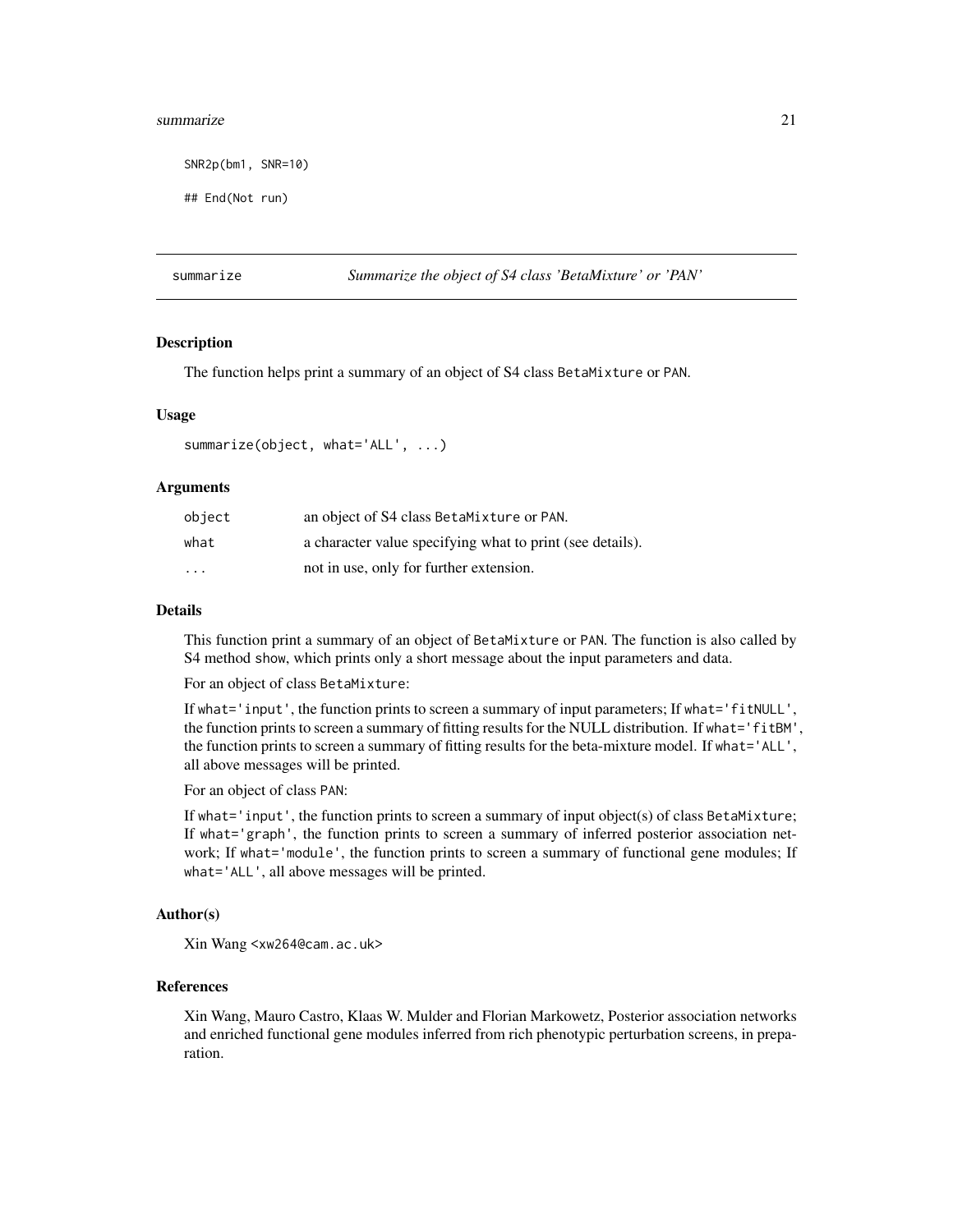```
SNR2p(bm1, SNR=10)

## End(Not run)
```

---

## summarize — *Summarize the object of S4 class 'BetaMixture' or 'PAN'*

### Description

The function helps print a summary of an object of S4 class BetaMixture or PAN.

### Usage

```
summarize(object, what='ALL', ...)
```

### Arguments

| | |
|---|---|
| object | an object of S4 class BetaMixture or PAN. |
| what | a character value specifying what to print (see details). |
| ... | not in use, only for further extension. |

### Details

This function print a summary of an object of BetaMixture or PAN. The function is also called by S4 method show, which prints only a short message about the input parameters and data.

For an object of class BetaMixture:

If what='input', the function prints to screen a summary of input parameters; If what='fitNULL', the function prints to screen a summary of fitting results for the NULL distribution. If what='fitBM', the function prints to screen a summary of fitting results for the beta-mixture model. If what='ALL', all above messages will be printed.

For an object of class PAN:

If what='input', the function prints to screen a summary of input object(s) of class BetaMixture; If what='graph', the function prints to screen a summary of inferred posterior association network; If what='module', the function prints to screen a summary of functional gene modules; If what='ALL', all above messages will be printed.

### Author(s)

Xin Wang <xw264@cam.ac.uk>

### References

Xin Wang, Mauro Castro, Klaas W. Mulder and Florian Markowetz, Posterior association networks and enriched functional gene modules inferred from rich phenotypic perturbation screens, in preparation.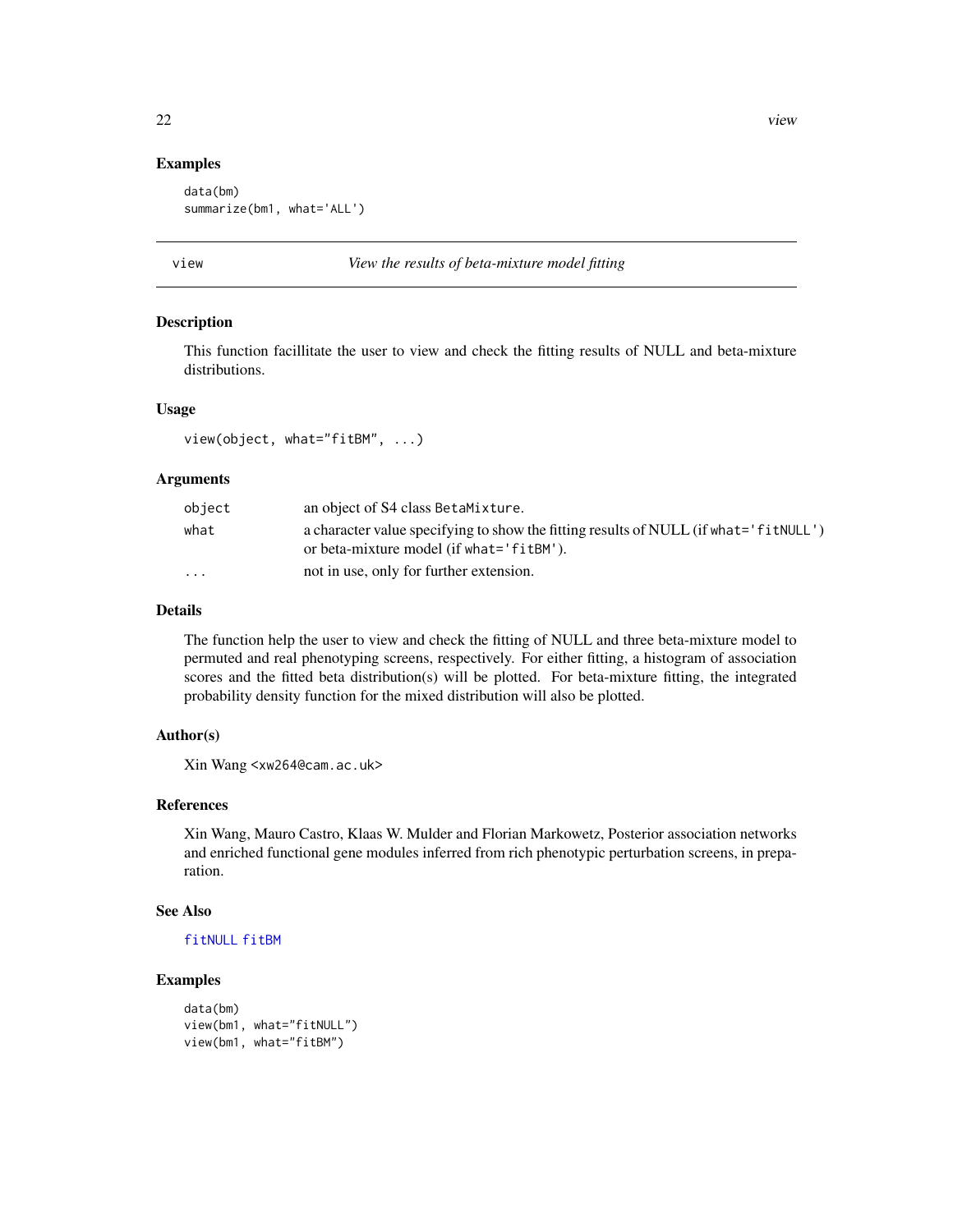## Examples

```
data(bm)
summarize(bm1, what='ALL')
```

---

# view — *View the results of beta-mixture model fitting*

---

## Description

This function facillitate the user to view and check the fitting results of NULL and beta-mixture distributions.

## Usage

```
view(object, what="fitBM", ...)
```

## Arguments

| | |
|---|---|
| `object` | an object of S4 class `BetaMixture`. |
| `what` | a character value specifying to show the fitting results of NULL (if `what='fitNULL'`) or beta-mixture model (if `what='fitBM'`). |
| `...` | not in use, only for further extension. |

## Details

The function help the user to view and check the fitting of NULL and three beta-mixture model to permuted and real phenotyping screens, respectively. For either fitting, a histogram of association scores and the fitted beta distribution(s) will be plotted. For beta-mixture fitting, the integrated probability density function for the mixed distribution will also be plotted.

## Author(s)

Xin Wang <xw264@cam.ac.uk>

## References

Xin Wang, Mauro Castro, Klaas W. Mulder and Florian Markowetz, Posterior association networks and enriched functional gene modules inferred from rich phenotypic perturbation screens, in preparation.

## See Also

`fitNULL` `fitBM`

## Examples

```
data(bm)
view(bm1, what="fitNULL")
view(bm1, what="fitBM")
```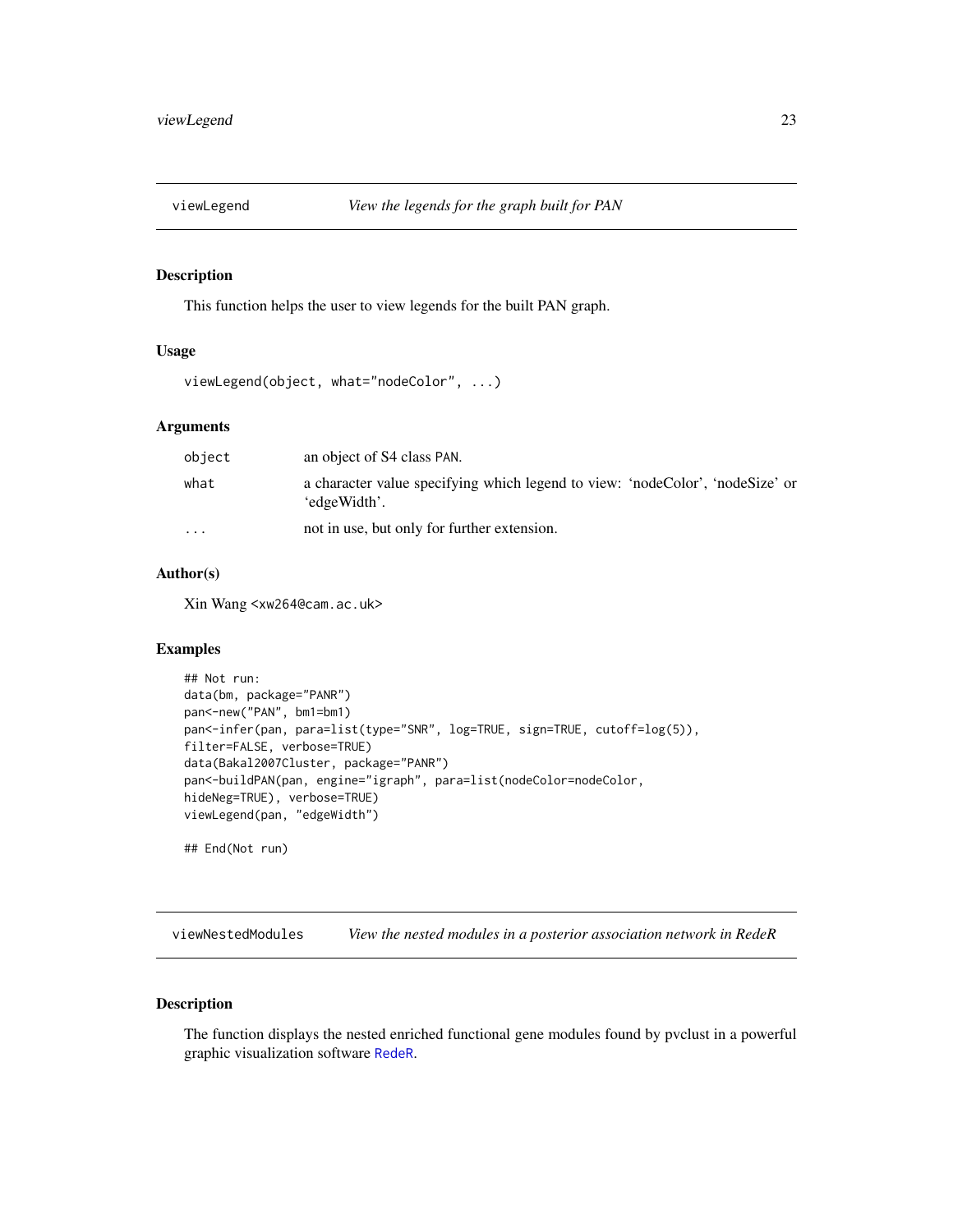## viewLegend — *View the legends for the graph built for PAN*

### Description

This function helps the user to view legends for the built PAN graph.

### Usage

```
viewLegend(object, what="nodeColor", ...)
```

### Arguments

| | |
|---|---|
| `object` | an object of S4 class `PAN`. |
| `what` | a character value specifying which legend to view: 'nodeColor', 'nodeSize' or 'edgeWidth'. |
| `...` | not in use, but only for further extension. |

### Author(s)

Xin Wang <xw264@cam.ac.uk>

### Examples

```
## Not run:
data(bm, package="PANR")
pan<-new("PAN", bm1=bm1)
pan<-infer(pan, para=list(type="SNR", log=TRUE, sign=TRUE, cutoff=log(5)),
filter=FALSE, verbose=TRUE)
data(Bakal2007Cluster, package="PANR")
pan<-buildPAN(pan, engine="igraph", para=list(nodeColor=nodeColor,
hideNeg=TRUE), verbose=TRUE)
viewLegend(pan, "edgeWidth")

## End(Not run)
```

## viewNestedModules — *View the nested modules in a posterior association network in RedeR*

### Description

The function displays the nested enriched functional gene modules found by pvclust in a powerful graphic visualization software RedeR.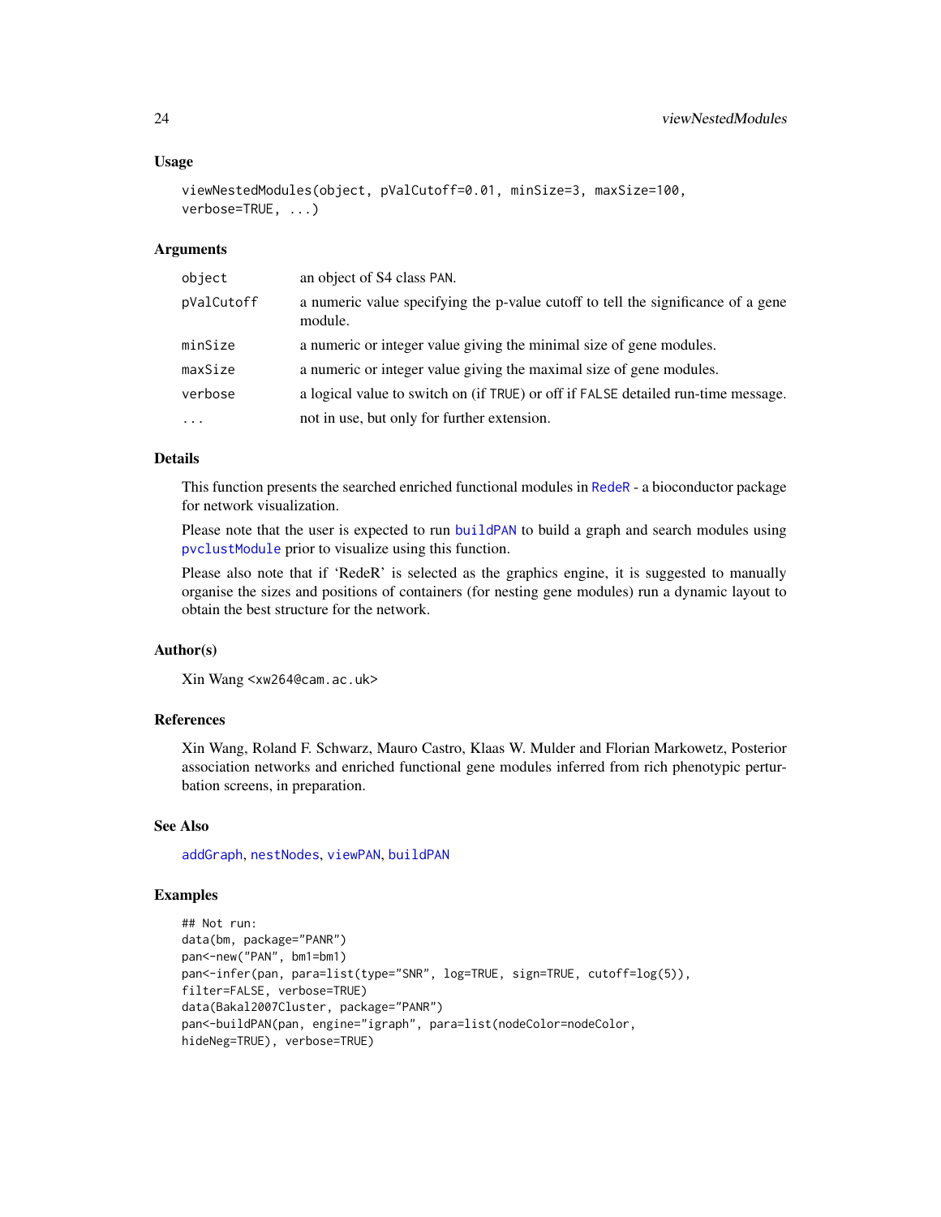## Usage

```
viewNestedModules(object, pValCutoff=0.01, minSize=3, maxSize=100,
verbose=TRUE, ...)
```

## Arguments

| | |
|---|---|
| object | an object of S4 class PAN. |
| pValCutoff | a numeric value specifying the p-value cutoff to tell the significance of a gene module. |
| minSize | a numeric or integer value giving the minimal size of gene modules. |
| maxSize | a numeric or integer value giving the maximal size of gene modules. |
| verbose | a logical value to switch on (if TRUE) or off if FALSE detailed run-time message. |
| ... | not in use, but only for further extension. |

## Details

This function presents the searched enriched functional modules in RedeR - a bioconductor package for network visualization.

Please note that the user is expected to run buildPAN to build a graph and search modules using pvclustModule prior to visualize using this function.

Please also note that if 'RedeR' is selected as the graphics engine, it is suggested to manually organise the sizes and positions of containers (for nesting gene modules) run a dynamic layout to obtain the best structure for the network.

## Author(s)

Xin Wang <xw264@cam.ac.uk>

## References

Xin Wang, Roland F. Schwarz, Mauro Castro, Klaas W. Mulder and Florian Markowetz, Posterior association networks and enriched functional gene modules inferred from rich phenotypic perturbation screens, in preparation.

## See Also

addGraph, nestNodes, viewPAN, buildPAN

## Examples

```
## Not run:
data(bm, package="PANR")
pan<-new("PAN", bm1=bm1)
pan<-infer(pan, para=list(type="SNR", log=TRUE, sign=TRUE, cutoff=log(5)),
filter=FALSE, verbose=TRUE)
data(Bakal2007Cluster, package="PANR")
pan<-buildPAN(pan, engine="igraph", para=list(nodeColor=nodeColor,
hideNeg=TRUE), verbose=TRUE)
```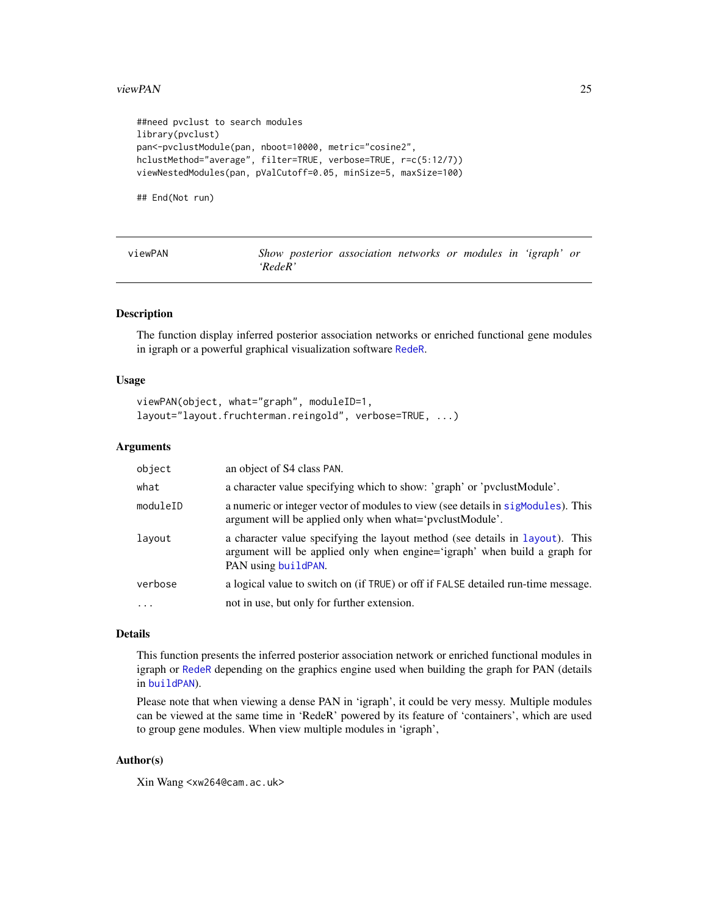```
##need pvclust to search modules
library(pvclust)
pan<-pvclustModule(pan, nboot=10000, metric="cosine2",
hclustMethod="average", filter=TRUE, verbose=TRUE, r=c(5:12/7))
viewNestedModules(pan, pValCutoff=0.05, minSize=5, maxSize=100)

## End(Not run)
```

---

viewPAN — *Show posterior association networks or modules in 'igraph' or 'RedeR'*

---

## Description

The function display inferred posterior association networks or enriched functional gene modules in igraph or a powerful graphical visualization software RedeR.

## Usage

```
viewPAN(object, what="graph", moduleID=1,
layout="layout.fruchterman.reingold", verbose=TRUE, ...)
```

## Arguments

| | |
|---|---|
| object | an object of S4 class PAN. |
| what | a character value specifying which to show: 'graph' or 'pvclustModule'. |
| moduleID | a numeric or integer vector of modules to view (see details in sigModules). This argument will be applied only when what='pvclustModule'. |
| layout | a character value specifying the layout method (see details in layout). This argument will be applied only when engine='igraph' when build a graph for PAN using buildPAN. |
| verbose | a logical value to switch on (if TRUE) or off if FALSE detailed run-time message. |
| ... | not in use, but only for further extension. |

## Details

This function presents the inferred posterior association network or enriched functional modules in igraph or RedeR depending on the graphics engine used when building the graph for PAN (details in buildPAN).

Please note that when viewing a dense PAN in 'igraph', it could be very messy. Multiple modules can be viewed at the same time in 'RedeR' powered by its feature of 'containers', which are used to group gene modules. When view multiple modules in 'igraph',

## Author(s)

Xin Wang <xw264@cam.ac.uk>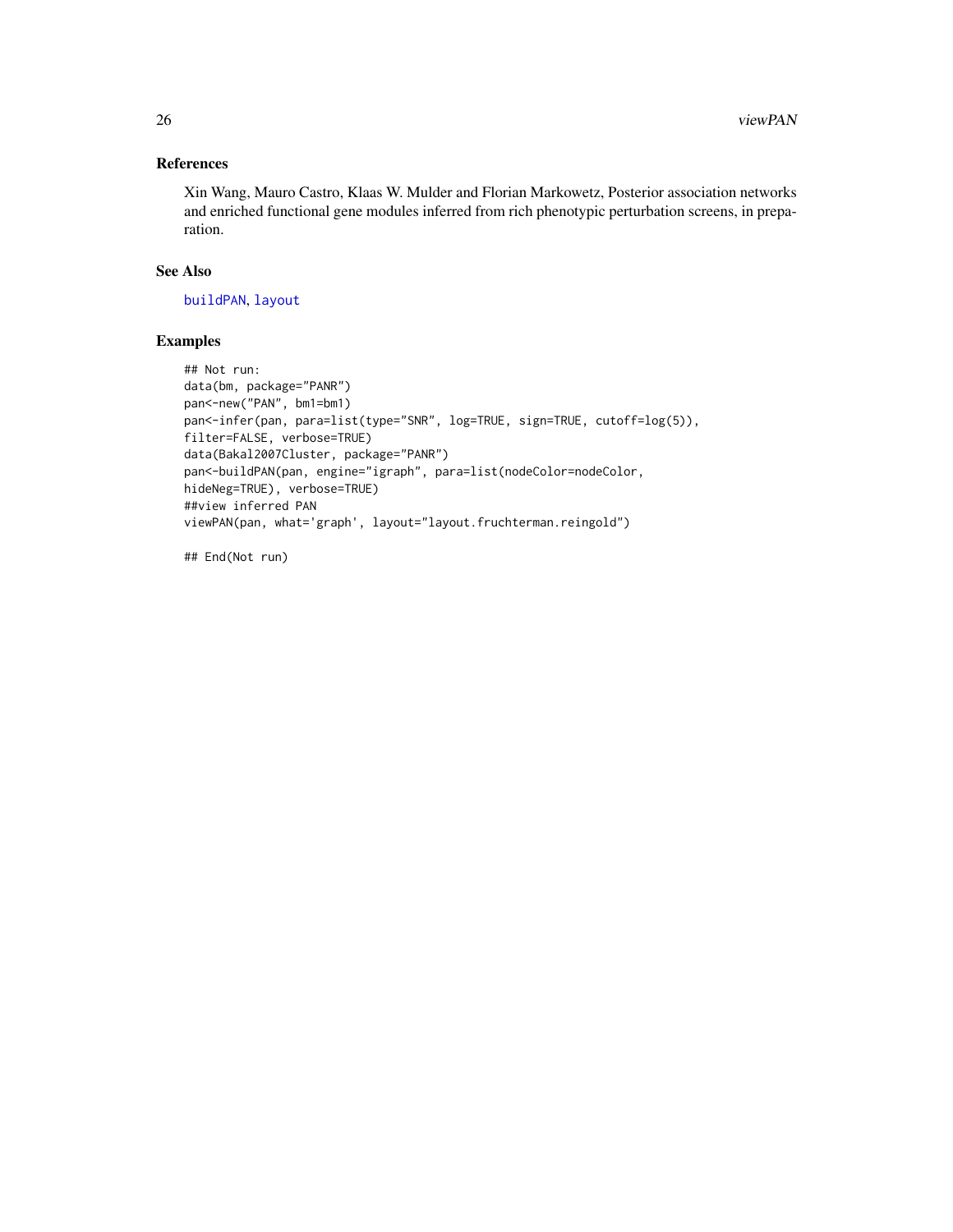## References

Xin Wang, Mauro Castro, Klaas W. Mulder and Florian Markowetz, Posterior association networks and enriched functional gene modules inferred from rich phenotypic perturbation screens, in preparation.

## See Also

buildPAN, layout

## Examples

```
## Not run:
data(bm, package="PANR")
pan<-new("PAN", bm1=bm1)
pan<-infer(pan, para=list(type="SNR", log=TRUE, sign=TRUE, cutoff=log(5)),
filter=FALSE, verbose=TRUE)
data(Bakal2007Cluster, package="PANR")
pan<-buildPAN(pan, engine="igraph", para=list(nodeColor=nodeColor,
hideNeg=TRUE), verbose=TRUE)
##view inferred PAN
viewPAN(pan, what='graph', layout="layout.fruchterman.reingold")

## End(Not run)
```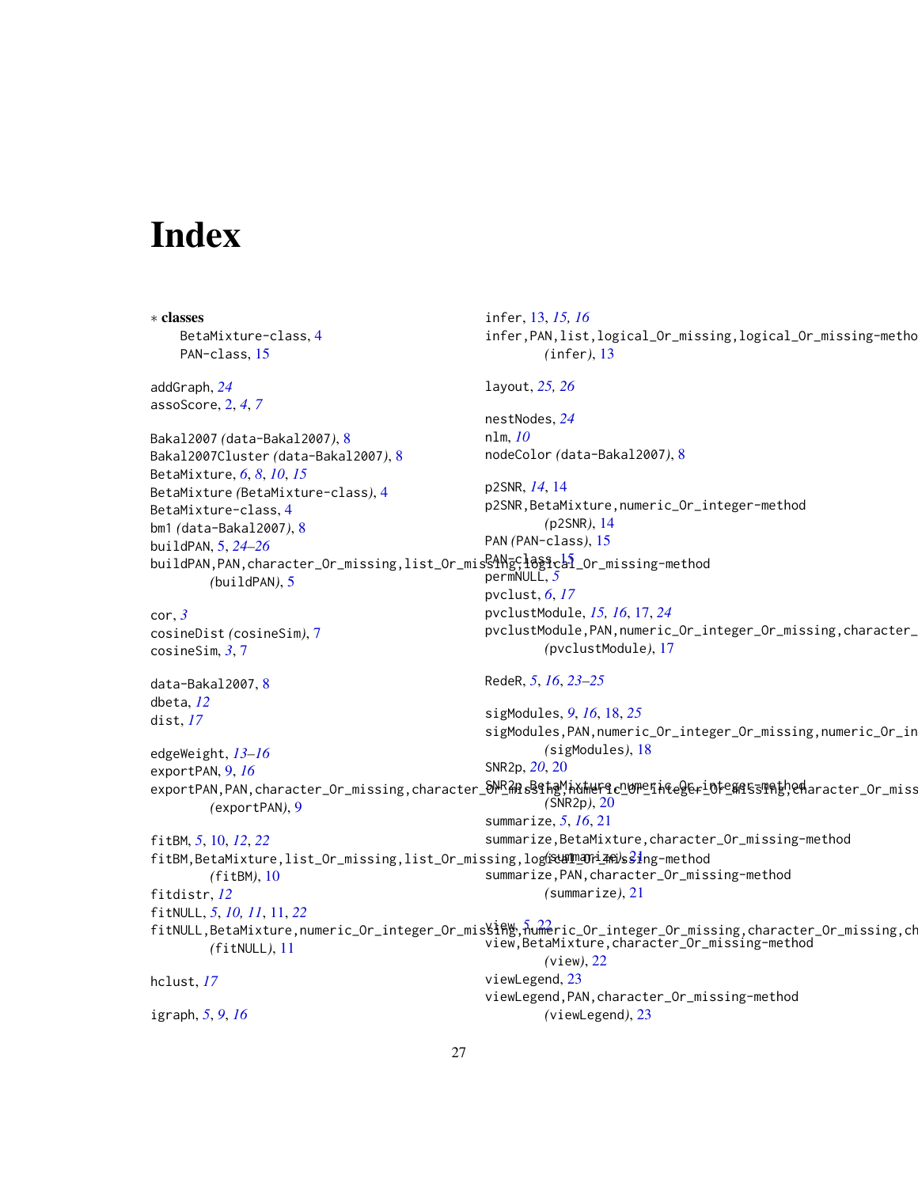# Index

∗ **classes**
- BetaMixture-class, 4
- PAN-class, 15

addGraph, *24*
assoScore, 2, *4*, *7*

Bakal2007 *(*data-Bakal2007*)*, 8
Bakal2007Cluster *(*data-Bakal2007*)*, 8
BetaMixture, *6*, *8*, *10*, *15*
BetaMixture *(*BetaMixture-class*)*, 4
BetaMixture-class, 4
bm1 *(*data-Bakal2007*)*, 8
buildPAN, 5, *24–26*
buildPAN,PAN,character_Or_missing,list_Or_missing,logical_Or_missing-method
 *(*buildPAN*)*, 5

cor, *3*
cosineDist *(*cosineSim*)*, 7
cosineSim, *3*, 7

data-Bakal2007, 8
dbeta, *12*
dist, *17*

edgeWeight, *13–16*
exportPAN, 9, *16*
exportPAN,PAN,character_Or_missing,character_Or_missing,numeric_Or_integer_Or_missing,character_Or_miss
 *(*exportPAN*)*, 9

fitBM, *5*, 10, *12*, *22*
fitBM,BetaMixture,list_Or_missing,list_Or_missing,logical_Or_missing-method
 *(*fitBM*)*, 10
fitdistr, *12*
fitNULL, *5*, *10*, *11*, 11, *22*
fitNULL,BetaMixture,numeric_Or_integer_Or_missing,numeric_Or_integer_Or_missing,character_Or_missing,ch
 *(*fitNULL*)*, 11

hclust, *17*

igraph, *5*, *9*, *16*
infer, 13, *15*, *16*
infer,PAN,list,logical_Or_missing,logical_Or_missing-metho
 *(*infer*)*, 13

layout, *25*, *26*

nestNodes, *24*
nlm, *10*
nodeColor *(*data-Bakal2007*)*, 8

p2SNR, *14*, 14
p2SNR,BetaMixture,numeric_Or_integer-method
 *(*p2SNR*)*, 14
PAN *(*PAN-class*)*, 15
PAN-class, 15
permNULL, *5*
pvclust, *6*, *17*
pvclustModule, *15*, *16*, 17, *24*
pvclustModule,PAN,numeric_Or_integer_Or_missing,character_
 *(*pvclustModule*)*, 17

RedeR, *5*, *16*, *23–25*

sigModules, *9*, *16*, 18, *25*
sigModules,PAN,numeric_Or_integer_Or_missing,numeric_Or_in
 *(*sigModules*)*, 18
SNR2p, *20*, 20
SNR2p,BetaMixture,numeric_Or_integer-method
 *(*SNR2p*)*, 20
summarize, *5*, *16*, 21
summarize,BetaMixture,character_Or_missing-method
 *(*summarize*)*, 21
summarize,PAN,character_Or_missing-method
 *(*summarize*)*, 21

view, *5*, 22
view,BetaMixture,character_Or_missing-method
 *(*view*)*, 22
viewLegend, 23
viewLegend,PAN,character_Or_missing-method
 *(*viewLegend*)*, 23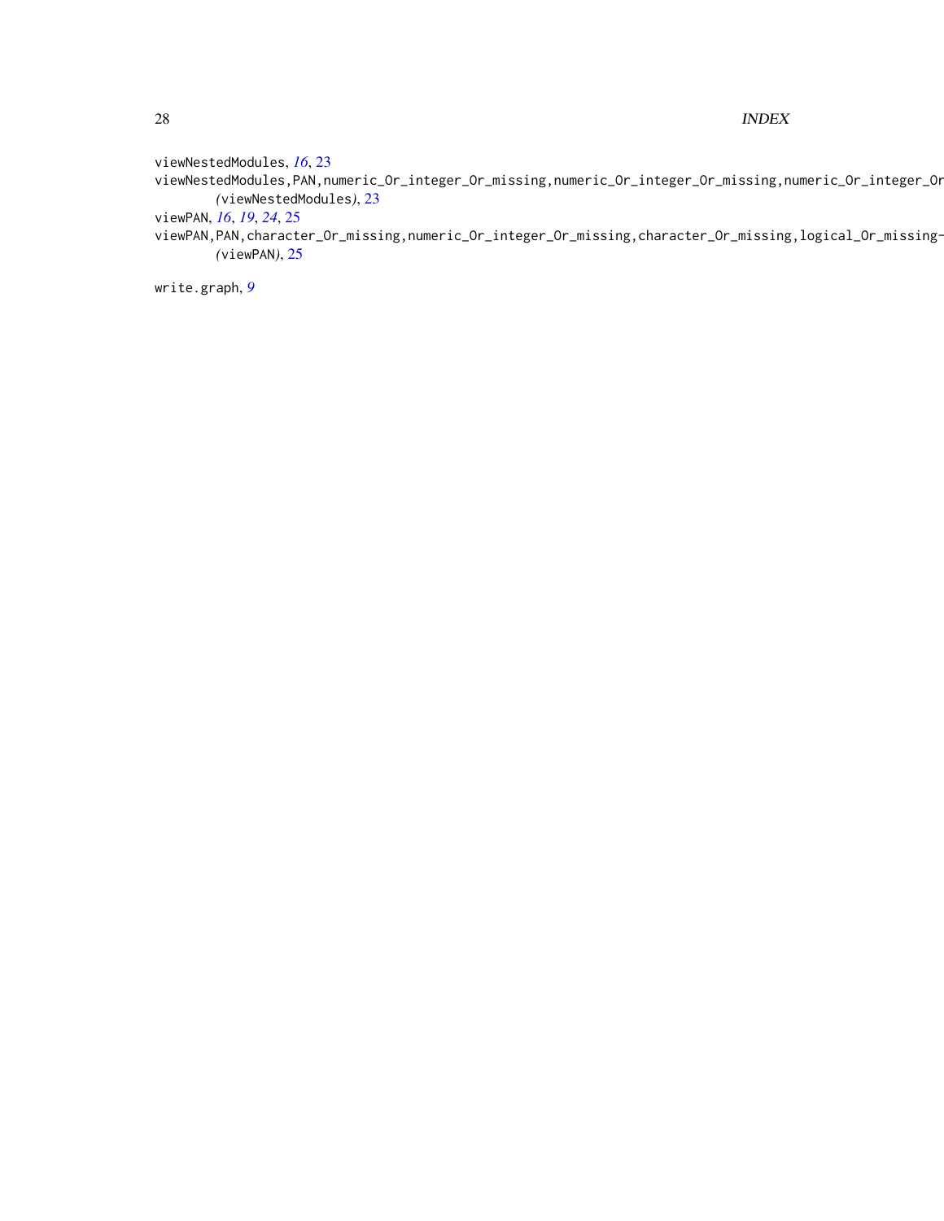viewNestedModules, *16*, 23
viewNestedModules,PAN,numeric_Or_integer_Or_missing,numeric_Or_integer_Or_missing,numeric_Or_integer_Or
    (viewNestedModules), 23
viewPAN, *16*, *19*, *24*, 25
viewPAN,PAN,character_Or_missing,numeric_Or_integer_Or_missing,character_Or_missing,logical_Or_missing-
    (viewPAN), 25

write.graph, *9*